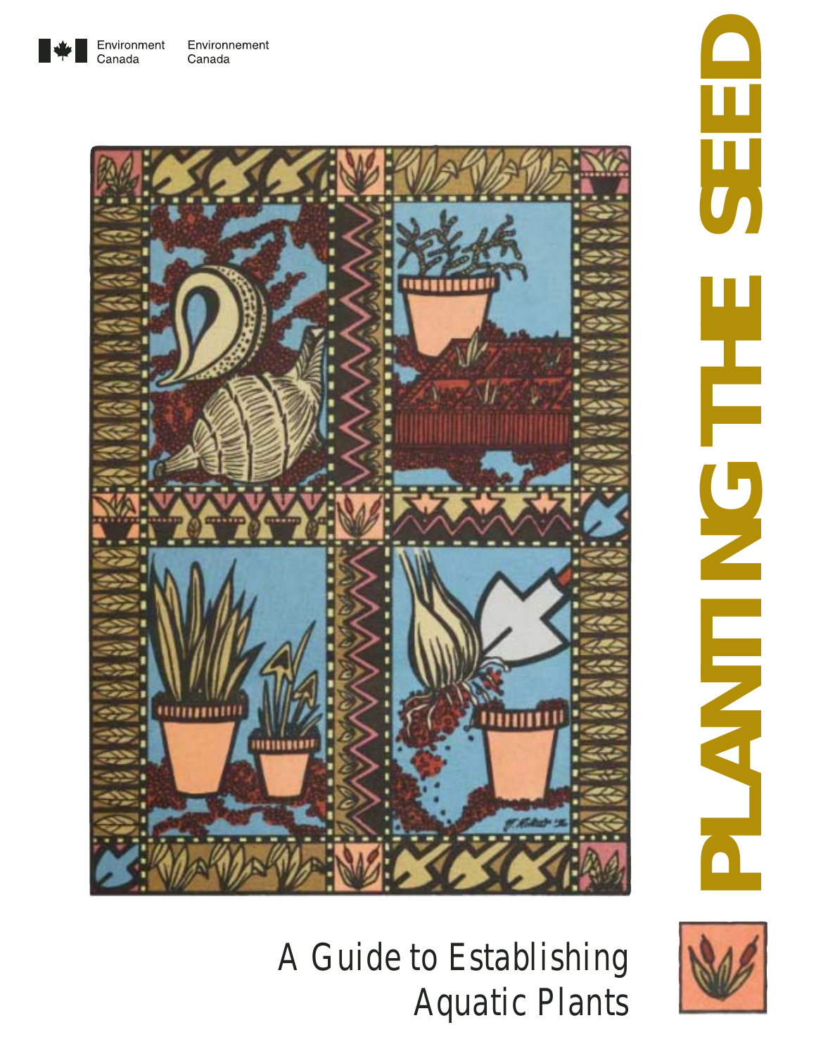Environment Canada　Environnement Canada

# PLANTING THE SEED

A Guide to Establishing Aquatic Plants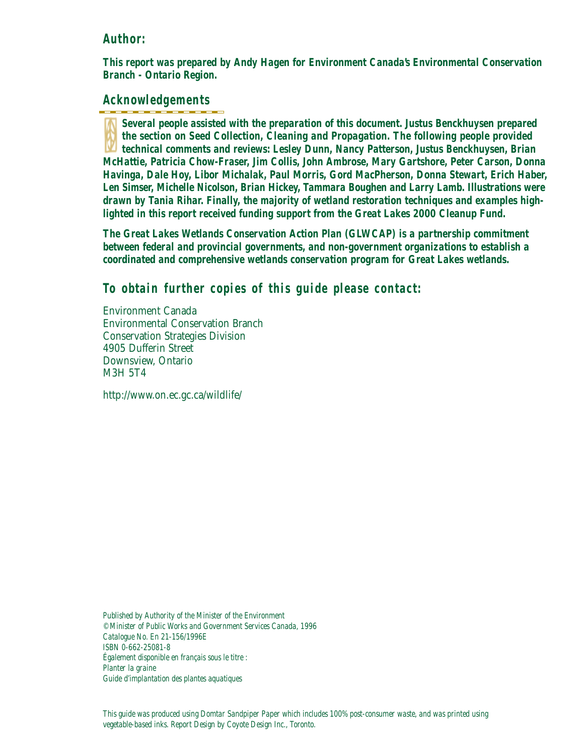## Author:

**This report was prepared by Andy Hagen for Environment Canada's Environmental Conservation Branch - Ontario Region.**

## Acknowledgements

**Several people assisted with the preparation of this document. Justus Benckhuysen prepared the section on Seed Collection, Cleaning and Propagation. The following people provided technical comments and reviews: Lesley Dunn, Nancy Patterson, Justus Benckhuysen, Brian McHattie, Patricia Chow-Fraser, Jim Collis, John Ambrose, Mary Gartshore, Peter Carson, Donna Havinga, Dale Hoy, Libor Michalak, Paul Morris, Gord MacPherson, Donna Stewart, Erich Haber, Len Simser, Michelle Nicolson, Brian Hickey, Tammara Boughen and Larry Lamb. Illustrations were drawn by Tania Rihar. Finally, the majority of wetland restoration techniques and examples highlighted in this report received funding support from the Great Lakes 2000 Cleanup Fund.**

**The Great Lakes Wetlands Conservation Action Plan (GLWCAP) is a partnership commitment between federal and provincial governments, and non-government organizations to establish a coordinated and comprehensive wetlands conservation program for Great Lakes wetlands.**

## To obtain further copies of this guide please contact:

Environment Canada
Environmental Conservation Branch
Conservation Strategies Division
4905 Dufferin Street
Downsview, Ontario
M3H 5T4

http://www.on.ec.gc.ca/wildlife/

*Published by Authority of the Minister of the Environment*
*©Minister of Public Works and Government Services Canada, 1996*
*Catalogue No. En 21-156/1996E*
*ISBN 0-662-25081-8*
*Également disponible en français sous le titre :*
*Planter la graine*
*Guide d'implantation des plantes aquatiques*

*This guide was produced using Domtar Sandpiper Paper which includes 100% post-consumer waste, and was printed using vegetable-based inks. Report Design by Coyote Design Inc., Toronto.*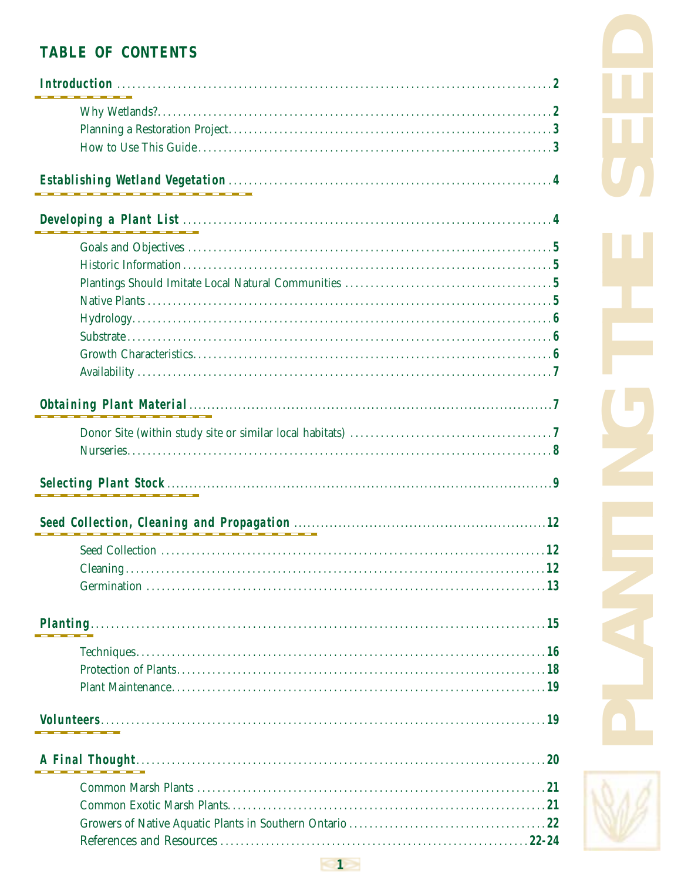## TABLE OF CONTENTS

**Introduction** .... 2

- Why Wetlands? .... 2
- Planning a Restoration Project .... 3
- How to Use This Guide .... 3

**Establishing Wetland Vegetation** .... 4

**Developing a Plant List** .... 4

- Goals and Objectives .... 5
- Historic Information .... 5
- Plantings Should Imitate Local Natural Communities .... 5
- Native Plants .... 5
- Hydrology .... 6
- Substrate .... 6
- Growth Characteristics .... 6
- Availability .... 7

**Obtaining Plant Material** .... 7

- Donor Site (within study site or similar local habitats) .... 7
- Nurseries .... 8

**Selecting Plant Stock** .... 9

**Seed Collection, Cleaning and Propagation** .... 12

- Seed Collection .... 12
- Cleaning .... 12
- Germination .... 13

**Planting** .... 15

- Techniques .... 16
- Protection of Plants .... 18
- Plant Maintenance .... 19

**Volunteers** .... 19

**A Final Thought** .... 20

- Common Marsh Plants .... 21
- Common Exotic Marsh Plants .... 21
- Growers of Native Aquatic Plants in Southern Ontario .... 22
- References and Resources .... 22-24

PLANTING THE SEED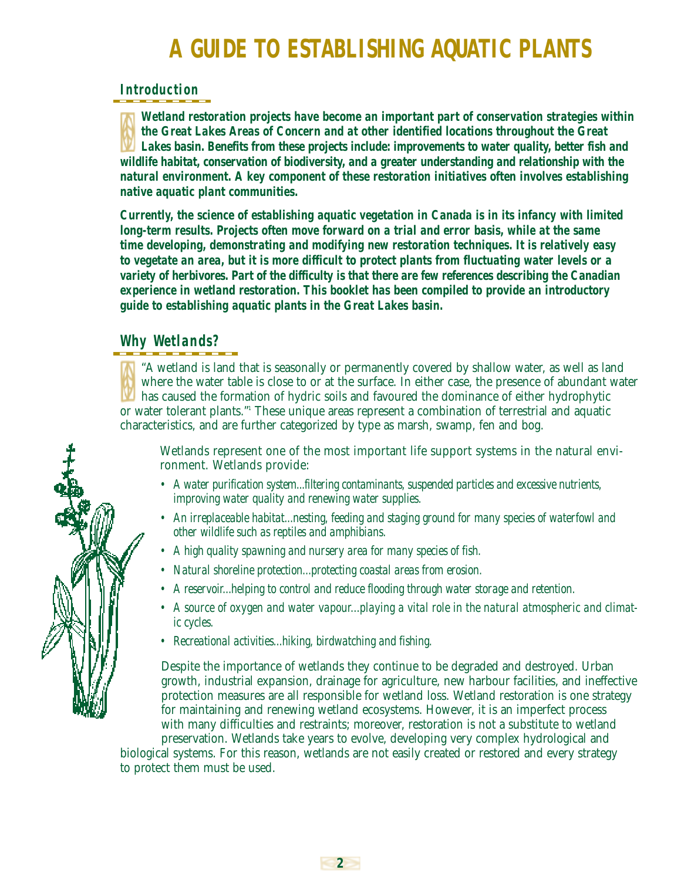# A GUIDE TO ESTABLISHING AQUATIC PLANTS

## Introduction

**Wetland restoration projects have become an important part of conservation strategies within the Great Lakes Areas of Concern and at other identified locations throughout the Great Lakes basin. Benefits from these projects include: improvements to water quality, better fish and wildlife habitat, conservation of biodiversity, and a greater understanding and relationship with the natural environment. A key component of these restoration initiatives often involves establishing native aquatic plant communities.**

**Currently, the science of establishing aquatic vegetation in Canada is in its infancy with limited long-term results. Projects often move forward on a trial and error basis, while at the same time developing, demonstrating and modifying new restoration techniques. It is relatively easy to vegetate an area, but it is more difficult to protect plants from fluctuating water levels or a variety of herbivores. Part of the difficulty is that there are few references describing the Canadian experience in wetland restoration. This booklet has been compiled to provide an introductory guide to establishing aquatic plants in the Great Lakes basin.**

## Why Wetlands?

"A wetland is land that is seasonally or permanently covered by shallow water, as well as land where the water table is close to or at the surface. In either case, the presence of abundant water has caused the formation of hydric soils and favoured the dominance of either hydrophytic or water tolerant plants."[1] These unique areas represent a combination of terrestrial and aquatic characteristics, and are further categorized by type as marsh, swamp, fen and bog.

Wetlands represent one of the most important life support systems in the natural environment. Wetlands provide:

- *A water purification system...filtering contaminants, suspended particles and excessive nutrients, improving water quality and renewing water supplies.*
- *An irreplaceable habitat...nesting, feeding and staging ground for many species of waterfowl and other wildlife such as reptiles and amphibians.*
- *A high quality spawning and nursery area for many species of fish.*
- *Natural shoreline protection...protecting coastal areas from erosion.*
- *A reservoir...helping to control and reduce flooding through water storage and retention.*
- *A source of oxygen and water vapour...playing a vital role in the natural atmospheric and climatic cycles.*
- *Recreational activities...hiking, birdwatching and fishing.*

Despite the importance of wetlands they continue to be degraded and destroyed. Urban growth, industrial expansion, drainage for agriculture, new harbour facilities, and ineffective protection measures are all responsible for wetland loss. Wetland restoration is one strategy for maintaining and renewing wetland ecosystems. However, it is an imperfect process with many difficulties and restraints; moreover, restoration is not a substitute to wetland preservation. Wetlands take years to evolve, developing very complex hydrological and biological systems. For this reason, wetlands are not easily created or restored and every strategy to protect them must be used.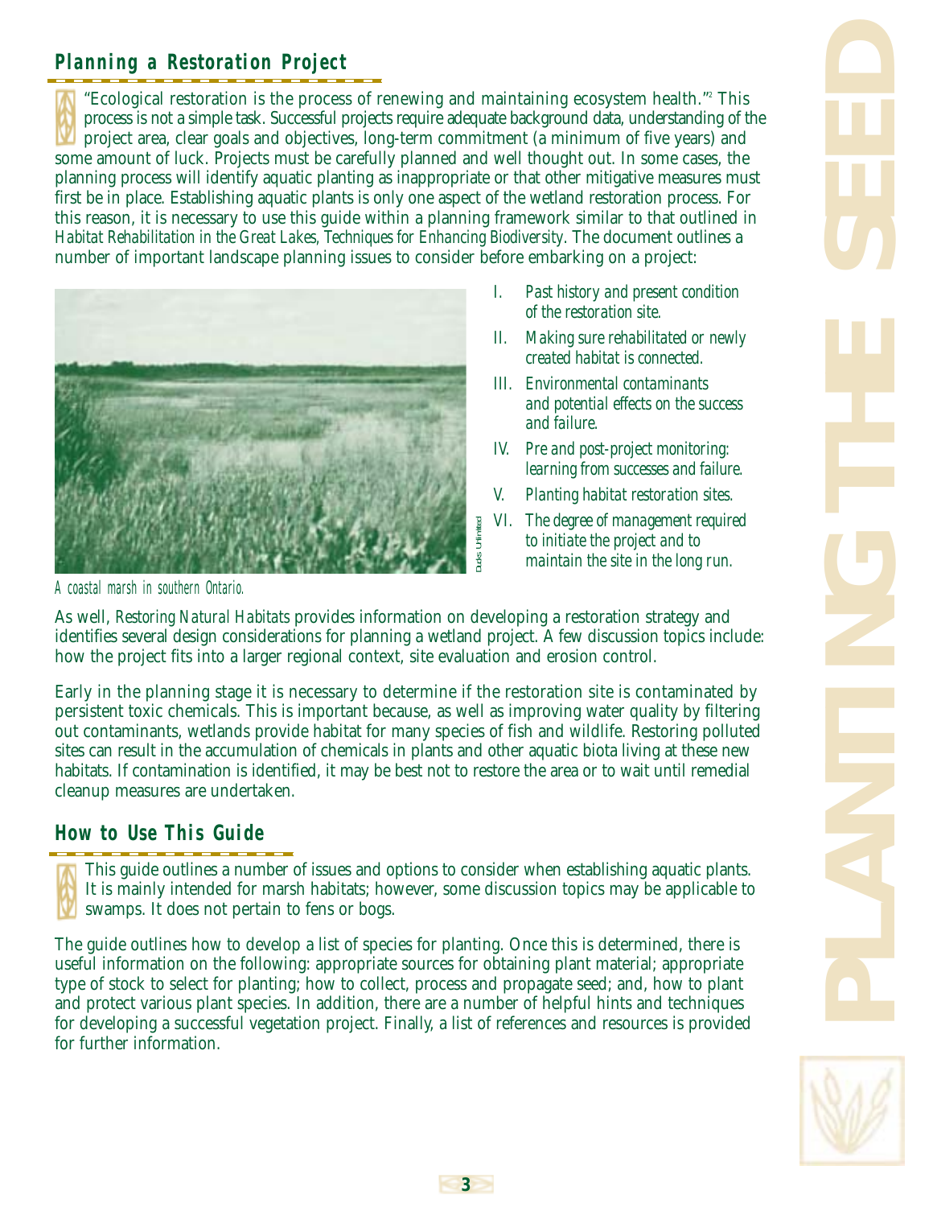## Planning a Restoration Project

"Ecological restoration is the process of renewing and maintaining ecosystem health."[2] This process is not a simple task. Successful projects require adequate background data, understanding of the project area, clear goals and objectives, long-term commitment (a minimum of five years) and some amount of luck. Projects must be carefully planned and well thought out. In some cases, the planning process will identify aquatic planting as inappropriate or that other mitigative measures must first be in place. Establishing aquatic plants is only one aspect of the wetland restoration process. For this reason, it is necessary to use this guide within a planning framework similar to that outlined in *Habitat Rehabilitation in the Great Lakes, Techniques for Enhancing Biodiversity*. The document outlines a number of important landscape planning issues to consider before embarking on a project:

I. *Past history and present condition of the restoration site.*
II. *Making sure rehabilitated or newly created habitat is connected.*
III. *Environmental contaminants and potential effects on the success and failure.*
IV. *Pre and post-project monitoring: learning from successes and failure.*
V. *Planting habitat restoration sites.*
VI. *The degree of management required to initiate the project and to maintain the site in the long run.*

Ducks Unlimited

*A coastal marsh in southern Ontario.*

As well, *Restoring Natural Habitats* provides information on developing a restoration strategy and identifies several design considerations for planning a wetland project. A few discussion topics include: how the project fits into a larger regional context, site evaluation and erosion control.

Early in the planning stage it is necessary to determine if the restoration site is contaminated by persistent toxic chemicals. This is important because, as well as improving water quality by filtering out contaminants, wetlands provide habitat for many species of fish and wildlife. Restoring polluted sites can result in the accumulation of chemicals in plants and other aquatic biota living at these new habitats. If contamination is identified, it may be best not to restore the area or to wait until remedial cleanup measures are undertaken.

## How to Use This Guide

This guide outlines a number of issues and options to consider when establishing aquatic plants. It is mainly intended for marsh habitats; however, some discussion topics may be applicable to swamps. It does not pertain to fens or bogs.

The guide outlines how to develop a list of species for planting. Once this is determined, there is useful information on the following: appropriate sources for obtaining plant material; appropriate type of stock to select for planting; how to collect, process and propagate seed; and, how to plant and protect various plant species. In addition, there are a number of helpful hints and techniques for developing a successful vegetation project. Finally, a list of references and resources is provided for further information.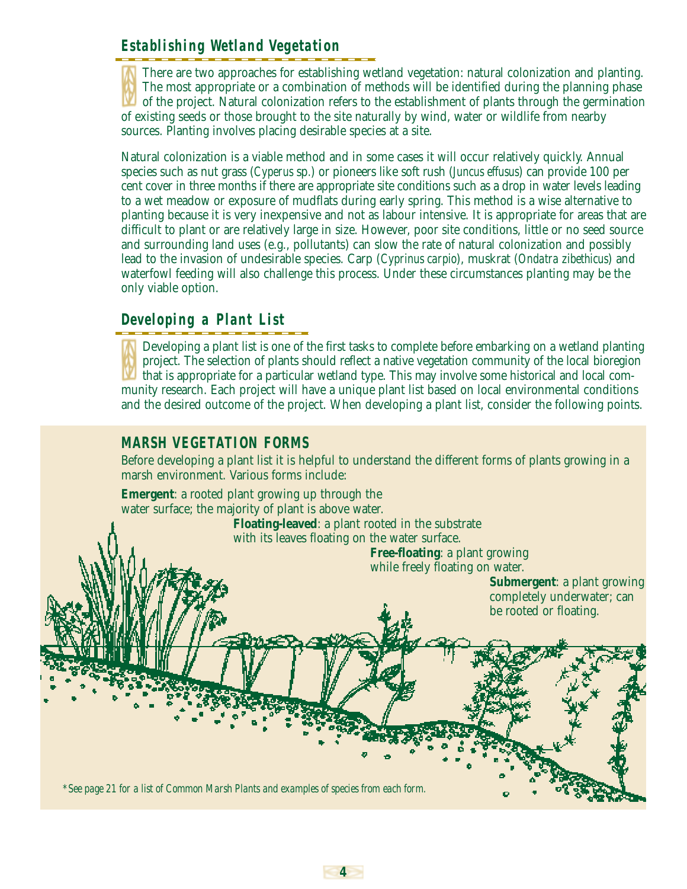## Establishing Wetland Vegetation

There are two approaches for establishing wetland vegetation: natural colonization and planting. The most appropriate or a combination of methods will be identified during the planning phase of the project. Natural colonization refers to the establishment of plants through the germination of existing seeds or those brought to the site naturally by wind, water or wildlife from nearby sources. Planting involves placing desirable species at a site.

Natural colonization is a viable method and in some cases it will occur relatively quickly. Annual species such as nut grass (*Cyperus* sp.) or pioneers like soft rush (*Juncus effusus*) can provide 100 per cent cover in three months if there are appropriate site conditions such as a drop in water levels leading to a wet meadow or exposure of mudflats during early spring. This method is a wise alternative to planting because it is very inexpensive and not as labour intensive. It is appropriate for areas that are difficult to plant or are relatively large in size. However, poor site conditions, little or no seed source and surrounding land uses (e.g., pollutants) can slow the rate of natural colonization and possibly lead to the invasion of undesirable species. Carp (*Cyprinus carpio*), muskrat (*Ondatra zibethicus*) and waterfowl feeding will also challenge this process. Under these circumstances planting may be the only viable option.

## Developing a Plant List

Developing a plant list is one of the first tasks to complete before embarking on a wetland planting project. The selection of plants should reflect a native vegetation community of the local bioregion that is appropriate for a particular wetland type. This may involve some historical and local community research. Each project will have a unique plant list based on local environmental conditions and the desired outcome of the project. When developing a plant list, consider the following points.

### MARSH VEGETATION FORMS

Before developing a plant list it is helpful to understand the different forms of plants growing in a marsh environment. Various forms include:

**Emergent**: a rooted plant growing up through the water surface; the majority of plant is above water.

**Floating-leaved**: a plant rooted in the substrate with its leaves floating on the water surface.

**Free-floating**: a plant growing while freely floating on water.

**Submergent**: a plant growing completely underwater; can be rooted or floating.

*\*See page 21 for a list of Common Marsh Plants and examples of species from each form.*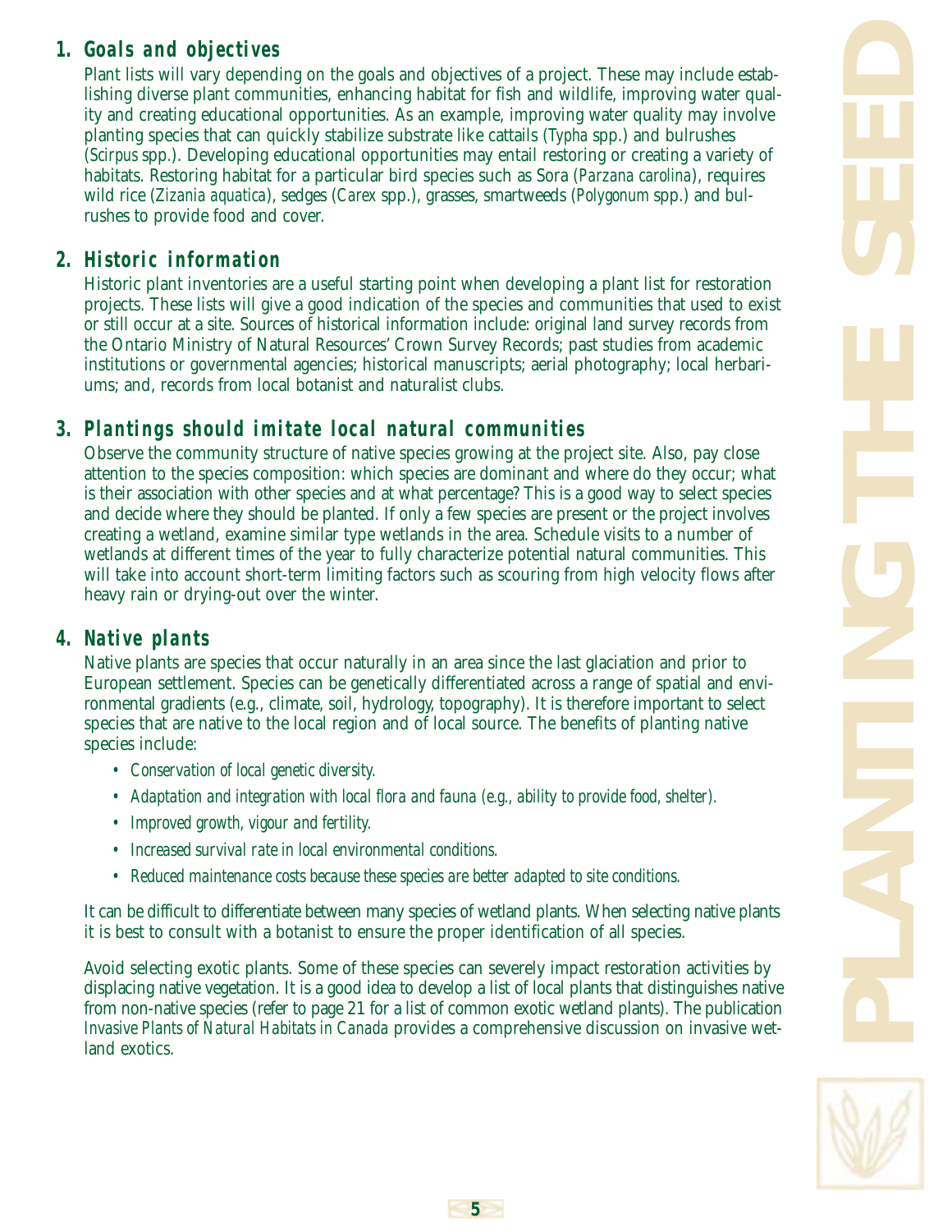## 1. Goals and objectives

Plant lists will vary depending on the goals and objectives of a project. These may include establishing diverse plant communities, enhancing habitat for fish and wildlife, improving water quality and creating educational opportunities. As an example, improving water quality may involve planting species that can quickly stabilize substrate like cattails (*Typha* spp.) and bulrushes (*Scirpus* spp.). Developing educational opportunities may entail restoring or creating a variety of habitats. Restoring habitat for a particular bird species such as Sora (*Parzana carolina*), requires wild rice (*Zizania aquatica*), sedges (*Carex* spp.), grasses, smartweeds (*Polygonum* spp.) and bulrushes to provide food and cover.

## 2. Historic information

Historic plant inventories are a useful starting point when developing a plant list for restoration projects. These lists will give a good indication of the species and communities that used to exist or still occur at a site. Sources of historical information include: original land survey records from the Ontario Ministry of Natural Resources' Crown Survey Records; past studies from academic institutions or governmental agencies; historical manuscripts; aerial photography; local herbariums; and, records from local botanist and naturalist clubs.

## 3. Plantings should imitate local natural communities

Observe the community structure of native species growing at the project site. Also, pay close attention to the species composition: which species are dominant and where do they occur; what is their association with other species and at what percentage? This is a good way to select species and decide where they should be planted. If only a few species are present or the project involves creating a wetland, examine similar type wetlands in the area. Schedule visits to a number of wetlands at different times of the year to fully characterize potential natural communities. This will take into account short-term limiting factors such as scouring from high velocity flows after heavy rain or drying-out over the winter.

## 4. Native plants

Native plants are species that occur naturally in an area since the last glaciation and prior to European settlement. Species can be genetically differentiated across a range of spatial and environmental gradients (e.g., climate, soil, hydrology, topography). It is therefore important to select species that are native to the local region and of local source. The benefits of planting native species include:

- *Conservation of local genetic diversity.*
- *Adaptation and integration with local flora and fauna (e.g., ability to provide food, shelter).*
- *Improved growth, vigour and fertility.*
- *Increased survival rate in local environmental conditions.*
- *Reduced maintenance costs because these species are better adapted to site conditions.*

It can be difficult to differentiate between many species of wetland plants. When selecting native plants it is best to consult with a botanist to ensure the proper identification of all species.

Avoid selecting exotic plants. Some of these species can severely impact restoration activities by displacing native vegetation. It is a good idea to develop a list of local plants that distinguishes native from non-native species (refer to page 21 for a list of common exotic wetland plants). The publication *Invasive Plants of Natural Habitats in Canada* provides a comprehensive discussion on invasive wetland exotics.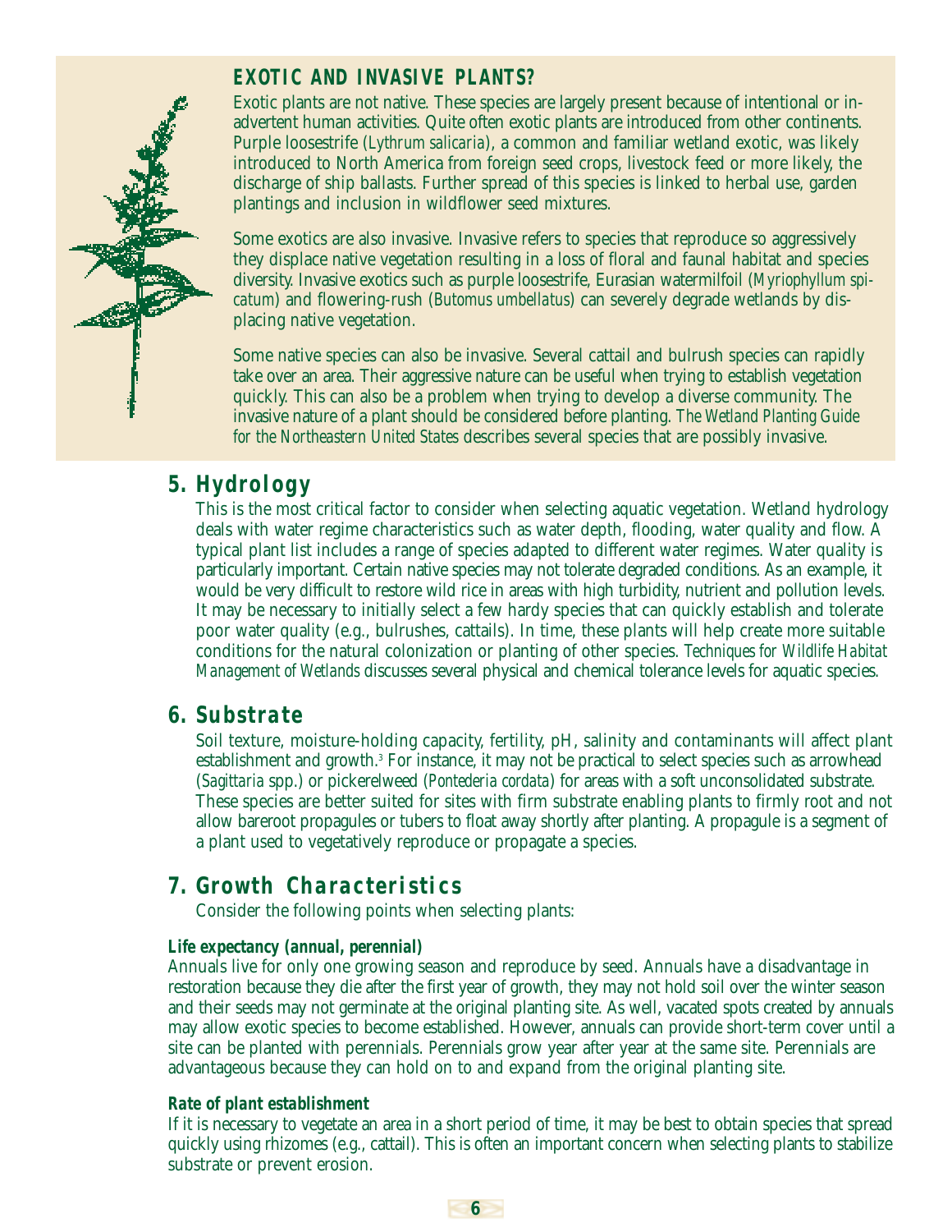## EXOTIC AND INVASIVE PLANTS?

Exotic plants are not native. These species are largely present because of intentional or inadvertent human activities. Quite often exotic plants are introduced from other continents. Purple loosestrife (*Lythrum salicaria*), a common and familiar wetland exotic, was likely introduced to North America from foreign seed crops, livestock feed or more likely, the discharge of ship ballasts. Further spread of this species is linked to herbal use, garden plantings and inclusion in wildflower seed mixtures.

Some exotics are also invasive. Invasive refers to species that reproduce so aggressively they displace native vegetation resulting in a loss of floral and faunal habitat and species diversity. Invasive exotics such as purple loosestrife, Eurasian watermilfoil (*Myriophyllum spicatum*) and flowering-rush (*Butomus umbellatus*) can severely degrade wetlands by displacing native vegetation.

Some native species can also be invasive. Several cattail and bulrush species can rapidly take over an area. Their aggressive nature can be useful when trying to establish vegetation quickly. This can also be a problem when trying to develop a diverse community. The invasive nature of a plant should be considered before planting. *The Wetland Planting Guide for the Northeastern United States* describes several species that are possibly invasive.

## 5. Hydrology

This is the most critical factor to consider when selecting aquatic vegetation. Wetland hydrology deals with water regime characteristics such as water depth, flooding, water quality and flow. A typical plant list includes a range of species adapted to different water regimes. Water quality is particularly important. Certain native species may not tolerate degraded conditions. As an example, it would be very difficult to restore wild rice in areas with high turbidity, nutrient and pollution levels. It may be necessary to initially select a few hardy species that can quickly establish and tolerate poor water quality (e.g., bulrushes, cattails). In time, these plants will help create more suitable conditions for the natural colonization or planting of other species. *Techniques for Wildlife Habitat Management of Wetlands* discusses several physical and chemical tolerance levels for aquatic species.

## 6. Substrate

Soil texture, moisture-holding capacity, fertility, pH, salinity and contaminants will affect plant establishment and growth.[3] For instance, it may not be practical to select species such as arrowhead (*Sagittaria* spp.) or pickerelweed (*Pontederia cordata*) for areas with a soft unconsolidated substrate. These species are better suited for sites with firm substrate enabling plants to firmly root and not allow bareroot propagules or tubers to float away shortly after planting. A propagule is a segment of a plant used to vegetatively reproduce or propagate a species.

## 7. Growth Characteristics

Consider the following points when selecting plants:

### Life expectancy (annual, perennial)

Annuals live for only one growing season and reproduce by seed. Annuals have a disadvantage in restoration because they die after the first year of growth, they may not hold soil over the winter season and their seeds may not germinate at the original planting site. As well, vacated spots created by annuals may allow exotic species to become established. However, annuals can provide short-term cover until a site can be planted with perennials. Perennials grow year after year at the same site. Perennials are advantageous because they can hold on to and expand from the original planting site.

### Rate of plant establishment

If it is necessary to vegetate an area in a short period of time, it may be best to obtain species that spread quickly using rhizomes (e.g., cattail). This is often an important concern when selecting plants to stabilize substrate or prevent erosion.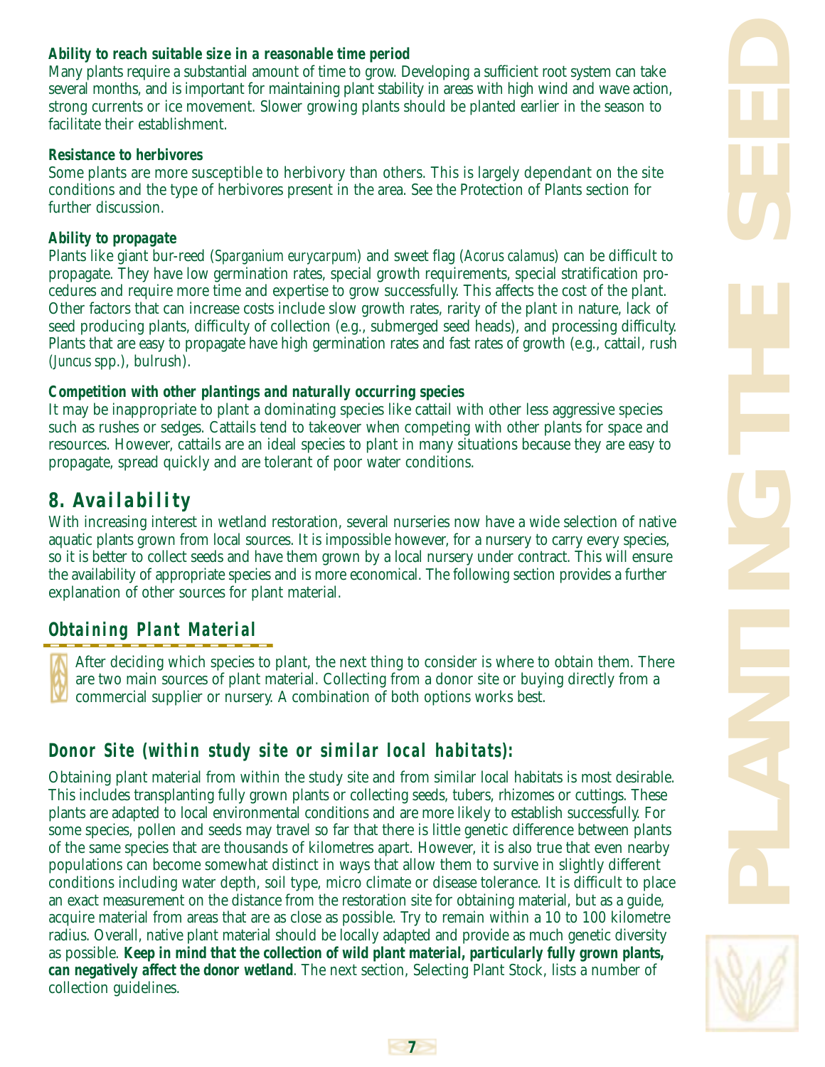**Ability to reach suitable size in a reasonable time period**

Many plants require a substantial amount of time to grow. Developing a sufficient root system can take several months, and is important for maintaining plant stability in areas with high wind and wave action, strong currents or ice movement. Slower growing plants should be planted earlier in the season to facilitate their establishment.

**Resistance to herbivores**

Some plants are more susceptible to herbivory than others. This is largely dependant on the site conditions and the type of herbivores present in the area. See the Protection of Plants section for further discussion.

**Ability to propagate**

Plants like giant bur-reed (*Sparganium eurycarpum*) and sweet flag (*Acorus calamus*) can be difficult to propagate. They have low germination rates, special growth requirements, special stratification procedures and require more time and expertise to grow successfully. This affects the cost of the plant. Other factors that can increase costs include slow growth rates, rarity of the plant in nature, lack of seed producing plants, difficulty of collection (e.g., submerged seed heads), and processing difficulty. Plants that are easy to propagate have high germination rates and fast rates of growth (e.g., cattail, rush (*Juncus* spp.), bulrush).

**Competition with other plantings and naturally occurring species**

It may be inappropriate to plant a dominating species like cattail with other less aggressive species such as rushes or sedges. Cattails tend to takeover when competing with other plants for space and resources. However, cattails are an ideal species to plant in many situations because they are easy to propagate, spread quickly and are tolerant of poor water conditions.

## 8. Availability

With increasing interest in wetland restoration, several nurseries now have a wide selection of native aquatic plants grown from local sources. It is impossible however, for a nursery to carry every species, so it is better to collect seeds and have them grown by a local nursery under contract. This will ensure the availability of appropriate species and is more economical. The following section provides a further explanation of other sources for plant material.

## Obtaining Plant Material

After deciding which species to plant, the next thing to consider is where to obtain them. There are two main sources of plant material. Collecting from a donor site or buying directly from a commercial supplier or nursery. A combination of both options works best.

### Donor Site (within study site or similar local habitats):

Obtaining plant material from within the study site and from similar local habitats is most desirable. This includes transplanting fully grown plants or collecting seeds, tubers, rhizomes or cuttings. These plants are adapted to local environmental conditions and are more likely to establish successfully. For some species, pollen and seeds may travel so far that there is little genetic difference between plants of the same species that are thousands of kilometres apart. However, it is also true that even nearby populations can become somewhat distinct in ways that allow them to survive in slightly different conditions including water depth, soil type, micro climate or disease tolerance. It is difficult to place an exact measurement on the distance from the restoration site for obtaining material, but as a guide, acquire material from areas that are as close as possible. Try to remain within a 10 to 100 kilometre radius. Overall, native plant material should be locally adapted and provide as much genetic diversity as possible. **Keep in mind that the collection of wild plant material, particularly fully grown plants, can negatively affect the donor wetland**. The next section, Selecting Plant Stock, lists a number of collection guidelines.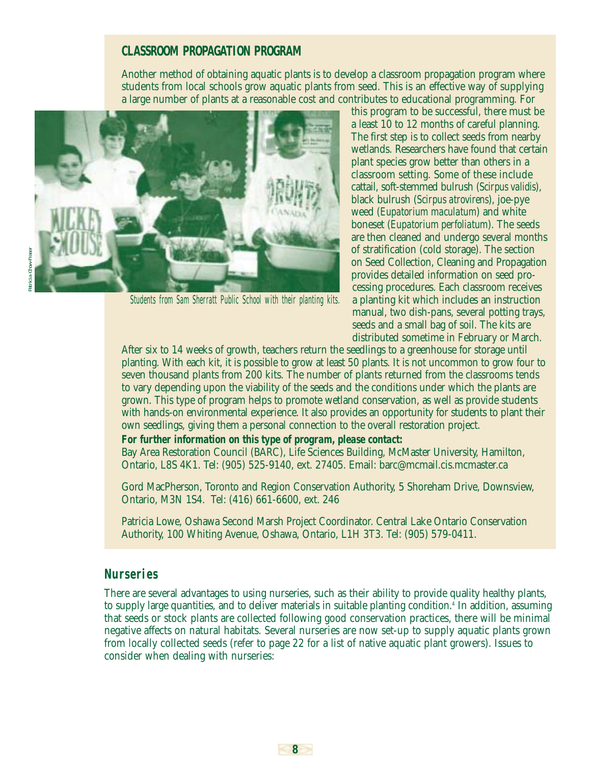### CLASSROOM PROPAGATION PROGRAM

Another method of obtaining aquatic plants is to develop a classroom propagation program where students from local schools grow aquatic plants from seed. This is an effective way of supplying a large number of plants at a reasonable cost and contributes to educational programming. For this program to be successful, there must be a least 10 to 12 months of careful planning. The first step is to collect seeds from nearby wetlands. Researchers have found that certain plant species grow better than others in a classroom setting. Some of these include cattail, soft-stemmed bulrush (*Scirpus validis*), black bulrush (*Scirpus atrovirens*), joe-pye weed (*Eupatorium maculatum*) and white boneset (*Eupatorium perfoliatum*). The seeds are then cleaned and undergo several months of stratification (cold storage). The section on Seed Collection, Cleaning and Propagation provides detailed information on seed processing procedures. Each classroom receives a planting kit which includes an instruction manual, two dish-pans, several potting trays, seeds and a small bag of soil. The kits are distributed sometime in February or March.

*Students from Sam Sherratt Public School with their planting kits.*

Patricia Chow-Fraser

After six to 14 weeks of growth, teachers return the seedlings to a greenhouse for storage until planting. With each kit, it is possible to grow at least 50 plants. It is not uncommon to grow four to seven thousand plants from 200 kits. The number of plants returned from the classrooms tends to vary depending upon the viability of the seeds and the conditions under which the plants are grown. This type of program helps to promote wetland conservation, as well as provide students with hands-on environmental experience. It also provides an opportunity for students to plant their own seedlings, giving them a personal connection to the overall restoration project.

**For further information on this type of program, please contact:**

Bay Area Restoration Council (BARC), Life Sciences Building, McMaster University, Hamilton, Ontario, L8S 4K1. Tel: (905) 525-9140, ext. 27405. Email: barc@mcmail.cis.mcmaster.ca

Gord MacPherson, Toronto and Region Conservation Authority, 5 Shoreham Drive, Downsview, Ontario, M3N 1S4. Tel: (416) 661-6600, ext. 246

Patricia Lowe, Oshawa Second Marsh Project Coordinator. Central Lake Ontario Conservation Authority, 100 Whiting Avenue, Oshawa, Ontario, L1H 3T3. Tel: (905) 579-0411.

## Nurseries

There are several advantages to using nurseries, such as their ability to provide quality healthy plants, to supply large quantities, and to deliver materials in suitable planting condition.[4] In addition, assuming that seeds or stock plants are collected following good conservation practices, there will be minimal negative affects on natural habitats. Several nurseries are now set-up to supply aquatic plants grown from locally collected seeds (refer to page 22 for a list of native aquatic plant growers). Issues to consider when dealing with nurseries: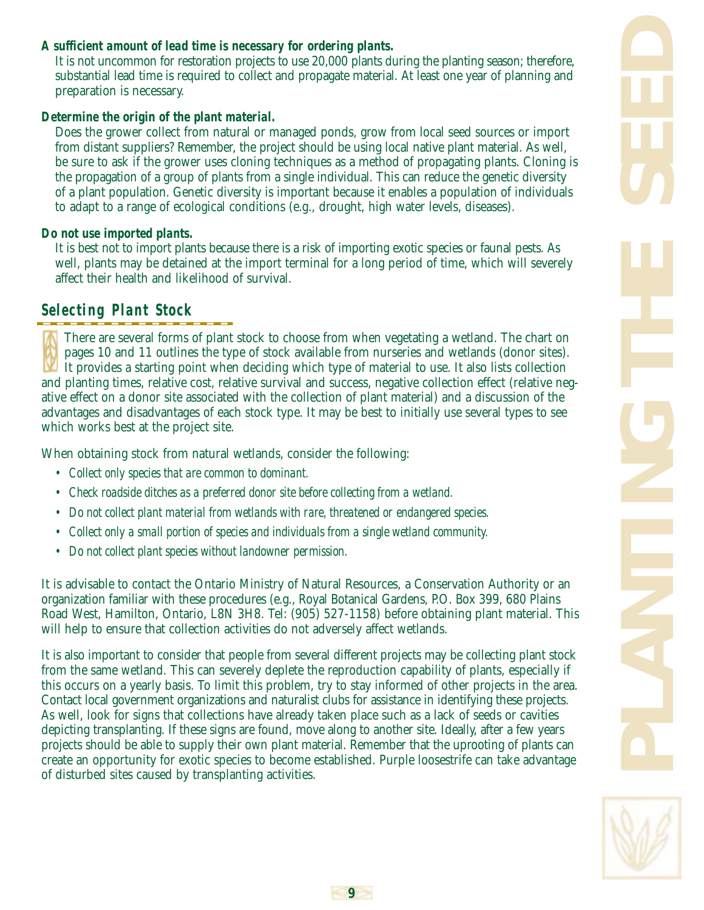**A sufficient amount of lead time is necessary for ordering plants.**

It is not uncommon for restoration projects to use 20,000 plants during the planting season; therefore, substantial lead time is required to collect and propagate material. At least one year of planning and preparation is necessary.

**Determine the origin of the plant material.**

Does the grower collect from natural or managed ponds, grow from local seed sources or import from distant suppliers? Remember, the project should be using local native plant material. As well, be sure to ask if the grower uses cloning techniques as a method of propagating plants. Cloning is the propagation of a group of plants from a single individual. This can reduce the genetic diversity of a plant population. Genetic diversity is important because it enables a population of individuals to adapt to a range of ecological conditions (e.g., drought, high water levels, diseases).

**Do not use imported plants.**

It is best not to import plants because there is a risk of importing exotic species or faunal pests. As well, plants may be detained at the import terminal for a long period of time, which will severely affect their health and likelihood of survival.

## Selecting Plant Stock

There are several forms of plant stock to choose from when vegetating a wetland. The chart on pages 10 and 11 outlines the type of stock available from nurseries and wetlands (donor sites). It provides a starting point when deciding which type of material to use. It also lists collection and planting times, relative cost, relative survival and success, negative collection effect (relative negative effect on a donor site associated with the collection of plant material) and a discussion of the advantages and disadvantages of each stock type. It may be best to initially use several types to see which works best at the project site.

When obtaining stock from natural wetlands, consider the following:

- *Collect only species that are common to dominant.*
- *Check roadside ditches as a preferred donor site before collecting from a wetland.*
- *Do not collect plant material from wetlands with rare, threatened or endangered species.*
- *Collect only a small portion of species and individuals from a single wetland community.*
- *Do not collect plant species without landowner permission.*

It is advisable to contact the Ontario Ministry of Natural Resources, a Conservation Authority or an organization familiar with these procedures (e.g., Royal Botanical Gardens, P.O. Box 399, 680 Plains Road West, Hamilton, Ontario, L8N 3H8. Tel: (905) 527-1158) before obtaining plant material. This will help to ensure that collection activities do not adversely affect wetlands.

It is also important to consider that people from several different projects may be collecting plant stock from the same wetland. This can severely deplete the reproduction capability of plants, especially if this occurs on a yearly basis. To limit this problem, try to stay informed of other projects in the area. Contact local government organizations and naturalist clubs for assistance in identifying these projects. As well, look for signs that collections have already taken place such as a lack of seeds or cavities depicting transplanting. If these signs are found, move along to another site. Ideally, after a few years projects should be able to supply their own plant material. Remember that the uprooting of plants can create an opportunity for exotic species to become established. Purple loosestrife can take advantage of disturbed sites caused by transplanting activities.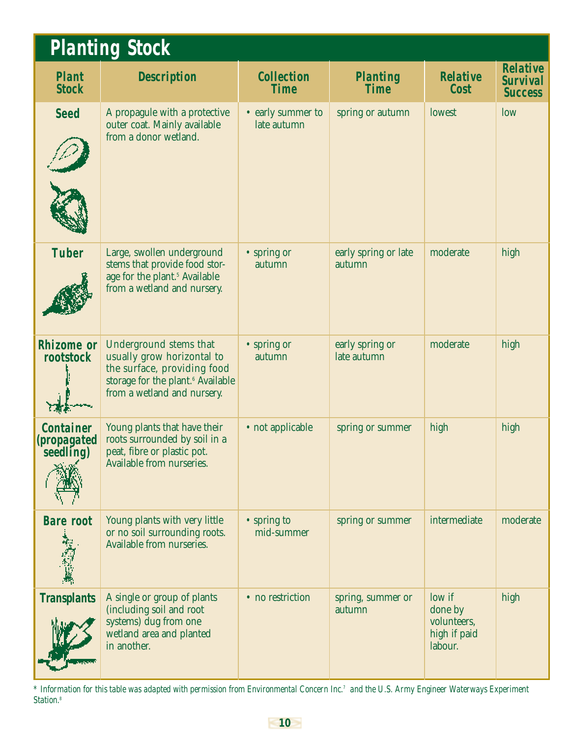## Planting Stock

| Plant Stock | Description | Collection Time | Planting Time | Relative Cost | Relative Survival Success |
|---|---|---|---|---|---|
| Seed | A propagule with a protective outer coat. Mainly available from a donor wetland. | • early summer to late autumn | spring or autumn | lowest | low |
| Tuber | Large, swollen underground stems that provide food storage for the plant.[5] Available from a wetland and nursery. | • spring or autumn | early spring or late autumn | moderate | high |
| Rhizome or rootstock | Underground stems that usually grow horizontal to the surface, providing food storage for the plant.[6] Available from a wetland and nursery. | • spring or autumn | early spring or late autumn | moderate | high |
| Container (propagated seedling) | Young plants that have their roots surrounded by soil in a peat, fibre or plastic pot. Available from nurseries. | • not applicable | spring or summer | high | high |
| Bare root | Young plants with very little or no soil surrounding roots. Available from nurseries. | • spring to mid-summer | spring or summer | intermediate | moderate |
| Transplants | A single or group of plants (including soil and root systems) dug from one wetland area and planted in another. | • no restriction | spring, summer or autumn | low if done by volunteers, high if paid labour. | high |

*\* Information for this table was adapted with permission from Environmental Concern Inc.[7] and the U.S. Army Engineer Waterways Experiment Station.[8]*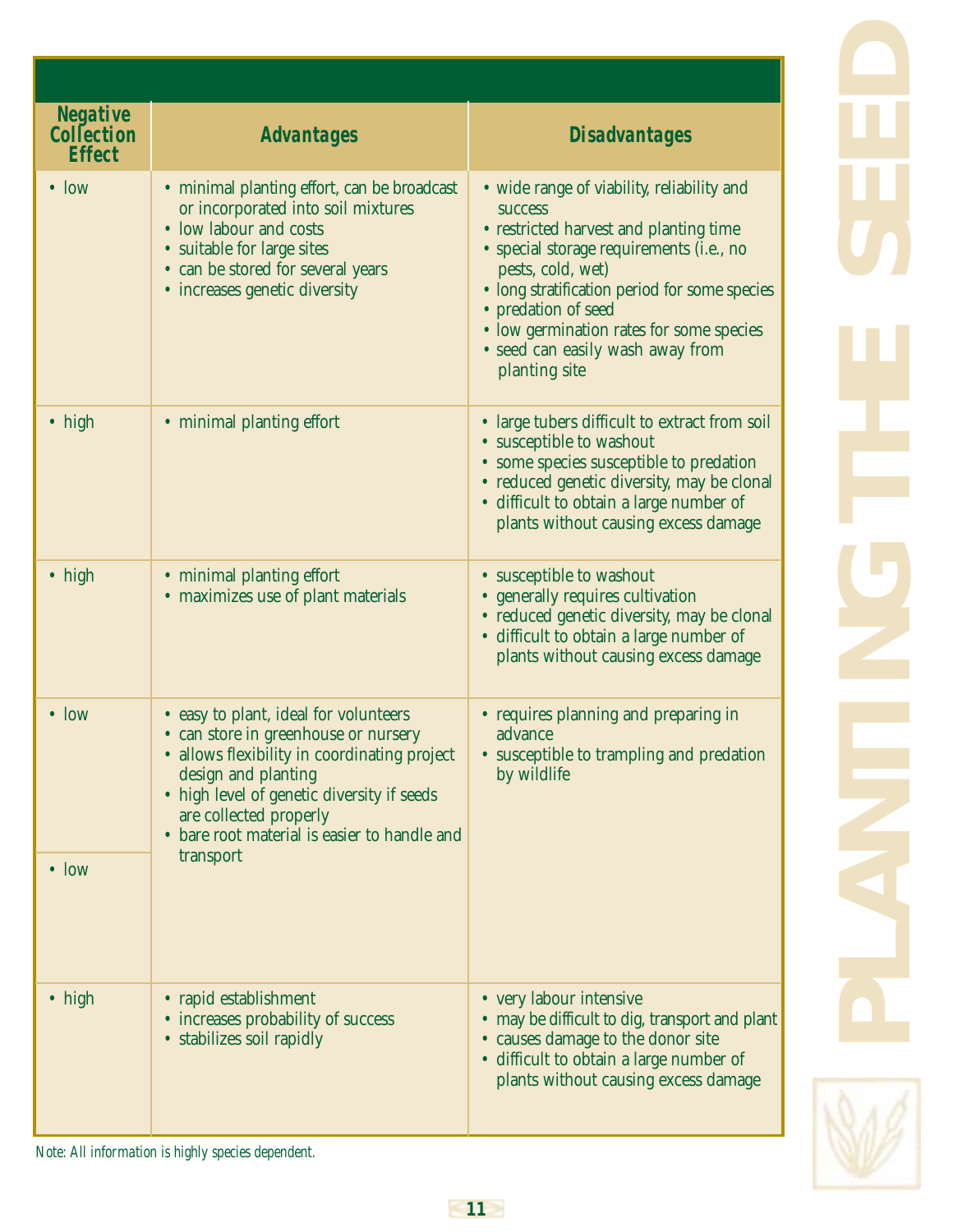| Negative Collection Effect | Advantages | Disadvantages |
|---|---|---|
| • low | • minimal planting effort, can be broadcast or incorporated into soil mixtures<br>• low labour and costs<br>• suitable for large sites<br>• can be stored for several years<br>• increases genetic diversity | • wide range of viability, reliability and success<br>• restricted harvest and planting time<br>• special storage requirements (i.e., no pests, cold, wet)<br>• long stratification period for some species<br>• predation of seed<br>• low germination rates for some species<br>• seed can easily wash away from planting site |
| • high | • minimal planting effort | • large tubers difficult to extract from soil<br>• susceptible to washout<br>• some species susceptible to predation<br>• reduced genetic diversity, may be clonal<br>• difficult to obtain a large number of plants without causing excess damage |
| • high | • minimal planting effort<br>• maximizes use of plant materials | • susceptible to washout<br>• generally requires cultivation<br>• reduced genetic diversity, may be clonal<br>• difficult to obtain a large number of plants without causing excess damage |
| • low | • easy to plant, ideal for volunteers<br>• can store in greenhouse or nursery<br>• allows flexibility in coordinating project design and planting<br>• high level of genetic diversity if seeds are collected properly<br>• bare root material is easier to handle and transport | • requires planning and preparing in advance<br>• susceptible to trampling and predation by wildlife |
| • low | | |
| • high | • rapid establishment<br>• increases probability of success<br>• stabilizes soil rapidly | • very labour intensive<br>• may be difficult to dig, transport and plant<br>• causes damage to the donor site<br>• difficult to obtain a large number of plants without causing excess damage |

*Note: All information is highly species dependent.*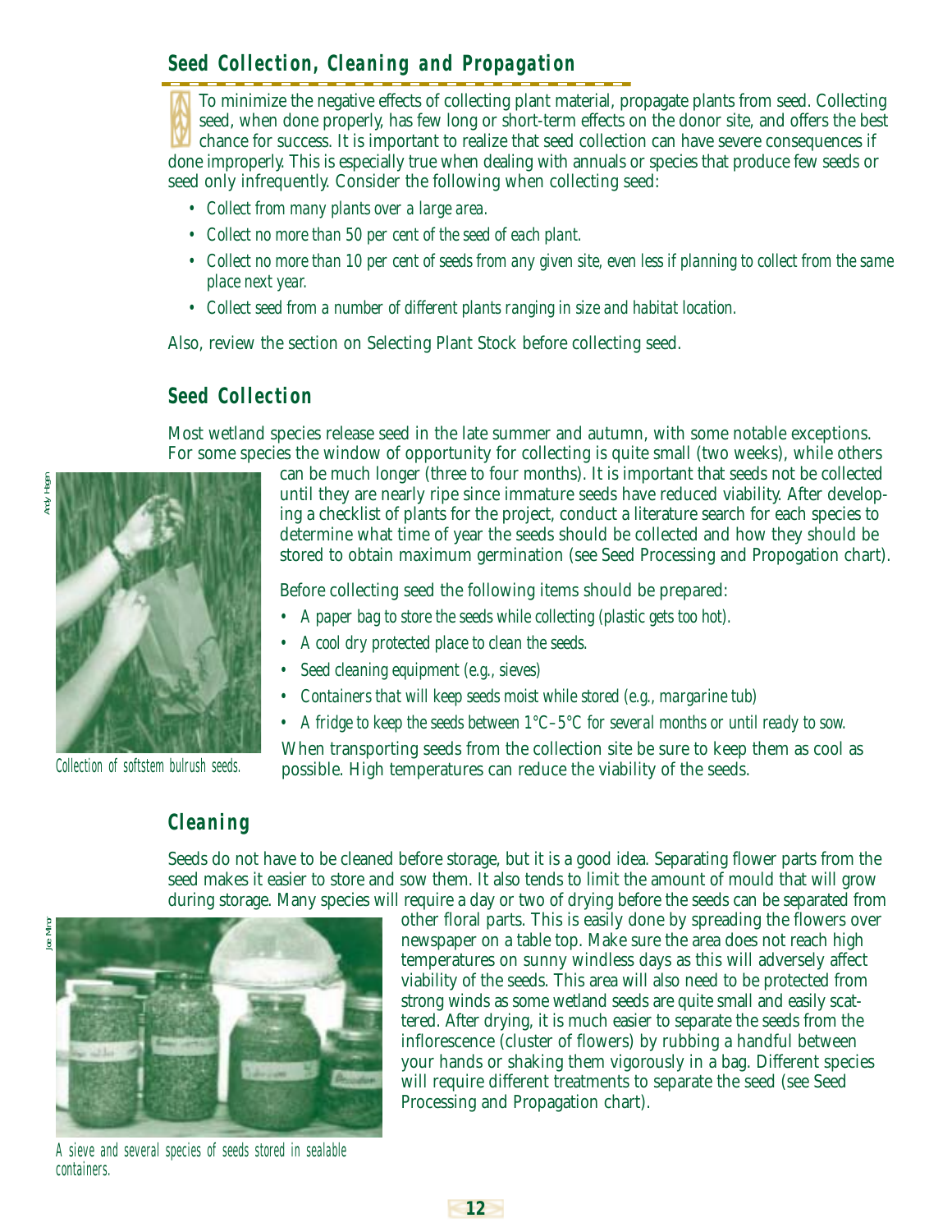## Seed Collection, Cleaning and Propagation

To minimize the negative effects of collecting plant material, propagate plants from seed. Collecting seed, when done properly, has few long or short-term effects on the donor site, and offers the best chance for success. It is important to realize that seed collection can have severe consequences if done improperly. This is especially true when dealing with annuals or species that produce few seeds or seed only infrequently. Consider the following when collecting seed:

- *Collect from many plants over a large area.*
- *Collect no more than 50 per cent of the seed of each plant.*
- *Collect no more than 10 per cent of seeds from any given site, even less if planning to collect from the same place next year.*
- *Collect seed from a number of different plants ranging in size and habitat location.*

Also, review the section on Selecting Plant Stock before collecting seed.

### Seed Collection

Most wetland species release seed in the late summer and autumn, with some notable exceptions. For some species the window of opportunity for collecting is quite small (two weeks), while others can be much longer (three to four months). It is important that seeds not be collected until they are nearly ripe since immature seeds have reduced viability. After developing a checklist of plants for the project, conduct a literature search for each species to determine what time of year the seeds should be collected and how they should be stored to obtain maximum germination (see Seed Processing and Propogation chart).

Andy Hagen

Collection of softstem bulrush seeds.

Before collecting seed the following items should be prepared:

- *A paper bag to store the seeds while collecting (plastic gets too hot).*
- *A cool dry protected place to clean the seeds.*
- *Seed cleaning equipment (e.g., sieves)*
- *Containers that will keep seeds moist while stored (e.g., margarine tub)*
- *A fridge to keep the seeds between 1°C–5°C for several months or until ready to sow.*

When transporting seeds from the collection site be sure to keep them as cool as possible. High temperatures can reduce the viability of the seeds.

### Cleaning

Seeds do not have to be cleaned before storage, but it is a good idea. Separating flower parts from the seed makes it easier to store and sow them. It also tends to limit the amount of mould that will grow during storage. Many species will require a day or two of drying before the seeds can be separated from other floral parts. This is easily done by spreading the flowers over newspaper on a table top. Make sure the area does not reach high temperatures on sunny windless days as this will adversely affect viability of the seeds. This area will also need to be protected from strong winds as some wetland seeds are quite small and easily scattered. After drying, it is much easier to separate the seeds from the inflorescence (cluster of flowers) by rubbing a handful between your hands or shaking them vigorously in a bag. Different species will require different treatments to separate the seed (see Seed Processing and Propagation chart).

Joe Mirro

A sieve and several species of seeds stored in sealable containers.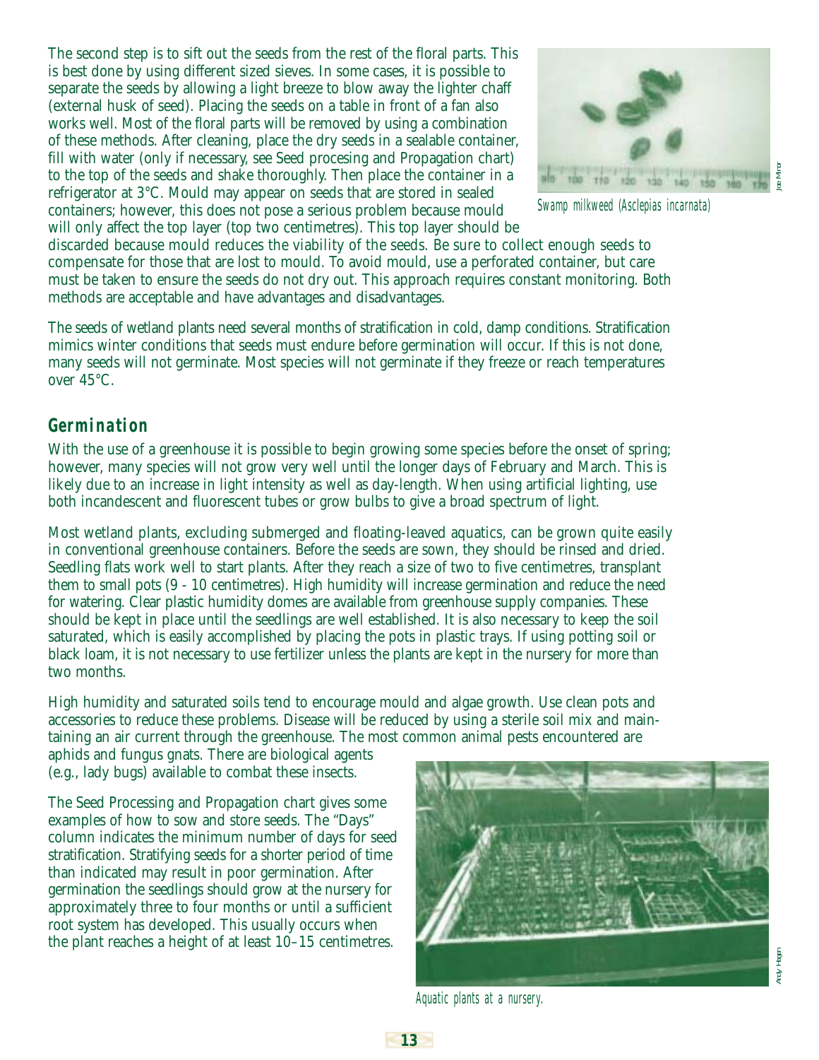The second step is to sift out the seeds from the rest of the floral parts. This is best done by using different sized sieves. In some cases, it is possible to separate the seeds by allowing a light breeze to blow away the lighter chaff (external husk of seed). Placing the seeds on a table in front of a fan also works well. Most of the floral parts will be removed by using a combination of these methods. After cleaning, place the dry seeds in a sealable container, fill with water (only if necessary, see Seed procesing and Propagation chart) to the top of the seeds and shake thoroughly. Then place the container in a refrigerator at 3°C. Mould may appear on seeds that are stored in sealed containers; however, this does not pose a serious problem because mould will only affect the top layer (top two centimetres). This top layer should be discarded because mould reduces the viability of the seeds. Be sure to collect enough seeds to compensate for those that are lost to mould. To avoid mould, use a perforated container, but care must be taken to ensure the seeds do not dry out. This approach requires constant monitoring. Both methods are acceptable and have advantages and disadvantages.

*Swamp milkweed (Asclepias incarnata)*

The seeds of wetland plants need several months of stratification in cold, damp conditions. Stratification mimics winter conditions that seeds must endure before germination will occur. If this is not done, many seeds will not germinate. Most species will not germinate if they freeze or reach temperatures over 45°C.

## Germination

With the use of a greenhouse it is possible to begin growing some species before the onset of spring; however, many species will not grow very well until the longer days of February and March. This is likely due to an increase in light intensity as well as day-length. When using artificial lighting, use both incandescent and fluorescent tubes or grow bulbs to give a broad spectrum of light.

Most wetland plants, excluding submerged and floating-leaved aquatics, can be grown quite easily in conventional greenhouse containers. Before the seeds are sown, they should be rinsed and dried. Seedling flats work well to start plants. After they reach a size of two to five centimetres, transplant them to small pots (9 - 10 centimetres). High humidity will increase germination and reduce the need for watering. Clear plastic humidity domes are available from greenhouse supply companies. These should be kept in place until the seedlings are well established. It is also necessary to keep the soil saturated, which is easily accomplished by placing the pots in plastic trays. If using potting soil or black loam, it is not necessary to use fertilizer unless the plants are kept in the nursery for more than two months.

High humidity and saturated soils tend to encourage mould and algae growth. Use clean pots and accessories to reduce these problems. Disease will be reduced by using a sterile soil mix and maintaining an air current through the greenhouse. The most common animal pests encountered are aphids and fungus gnats. There are biological agents (e.g., lady bugs) available to combat these insects.

The Seed Processing and Propagation chart gives some examples of how to sow and store seeds. The "Days" column indicates the minimum number of days for seed stratification. Stratifying seeds for a shorter period of time than indicated may result in poor germination. After germination the seedlings should grow at the nursery for approximately three to four months or until a sufficient root system has developed. This usually occurs when the plant reaches a height of at least 10–15 centimetres.

*Aquatic plants at a nursery.*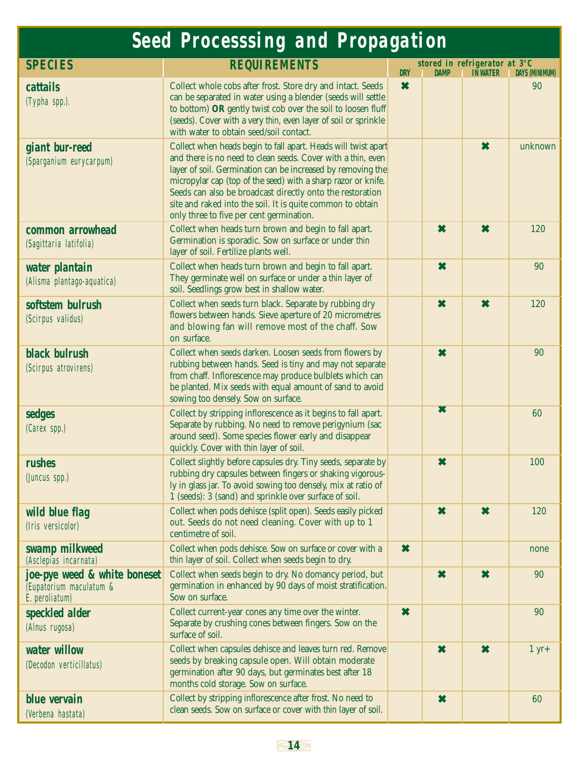# Seed Processsing and Propagation

| SPECIES | REQUIREMENTS | stored in refrigerator at 3°C | | | |
|---|---|---|---|---|---|
| | | DRY | DAMP | IN WATER | DAYS (MINIMUM) |
| **cattails** (*Typha spp.*). | Collect whole cobs after frost. Store dry and intact. Seeds can be separated in water using a blender (seeds will settle to bottom) **OR** gently twist cob over the soil to loosen fluff (seeds). Cover with a very thin, even layer of soil or sprinkle with water to obtain seed/soil contact. | ✖ | | | 90 |
| **giant bur-reed** (*Sparganium eurycarpum*) | Collect when heads begin to fall apart. Heads will twist apart and there is no need to clean seeds. Cover with a thin, even layer of soil. Germination can be increased by removing the micropylar cap (top of the seed) with a sharp razor or knife. Seeds can also be broadcast directly onto the restoration site and raked into the soil. It is quite common to obtain only three to five per cent germination. | | | ✖ | unknown |
| **common arrowhead** (*Sagittaria latifolia*) | Collect when heads turn brown and begin to fall apart. Germination is sporadic. Sow on surface or under thin layer of soil. Fertilize plants well. | | ✖ | ✖ | 120 |
| **water plantain** (*Alisma plantago-aquatica*) | Collect when heads turn brown and begin to fall apart. They germinate well on surface or under a thin layer of soil. Seedlings grow best in shallow water. | | ✖ | | 90 |
| **softstem bulrush** (*Scirpus validus*) | Collect when seeds turn black. Separate by rubbing dry flowers between hands. Sieve aperture of 20 micrometres and blowing fan will remove most of the chaff. Sow on surface. | | ✖ | ✖ | 120 |
| **black bulrush** (*Scirpus atrovirens*) | Collect when seeds darken. Loosen seeds from flowers by rubbing between hands. Seed is tiny and may not separate from chaff. Inflorescence may produce bulblets which can be planted. Mix seeds with equal amount of sand to avoid sowing too densely. Sow on surface. | | ✖ | | 90 |
| **sedges** (*Carex spp.*) | Collect by stripping inflorescence as it begins to fall apart. Separate by rubbing. No need to remove perigynium (sac around seed). Some species flower early and disappear quickly. Cover with thin layer of soil. | | ✖ | | 60 |
| **rushes** (*Juncus spp.*) | Collect slightly before capsules dry. Tiny seeds, separate by rubbing dry capsules between fingers or shaking vigorously in glass jar. To avoid sowing too densely, mix at ratio of 1 (seeds): 3 (sand) and sprinkle over surface of soil. | | ✖ | | 100 |
| **wild blue flag** (*Iris versicolor*) | Collect when pods dehisce (split open). Seeds easily picked out. Seeds do not need cleaning. Cover with up to 1 centimetre of soil. | | ✖ | ✖ | 120 |
| **swamp milkweed** (*Asclepias incarnata*) | Collect when pods dehisce. Sow on surface or cover with a thin layer of soil. Collect when seeds begin to dry. | ✖ | | | none |
| **joe-pye weed & white boneset** (*Eupatorium maculatum & E. peroliatum*) | Collect when seeds begin to dry. No domancy period, but germination in enhanced by 90 days of moist stratification. Sow on surface. | | ✖ | ✖ | 90 |
| **speckled alder** (*Alnus rugosa*) | Collect current-year cones any time over the winter. Separate by crushing cones between fingers. Sow on the surface of soil. | ✖ | | | 90 |
| **water willow** (*Decodon verticillatus*) | Collect when capsules dehisce and leaves turn red. Remove seeds by breaking capsule open. Will obtain moderate germination after 90 days, but germinates best after 18 months cold storage. Sow on surface. | | ✖ | ✖ | 1 yr+ |
| **blue vervain** (*Verbena hastata*) | Collect by stripping inflorescence after frost. No need to clean seeds. Sow on surface or cover with thin layer of soil. | | ✖ | | 60 |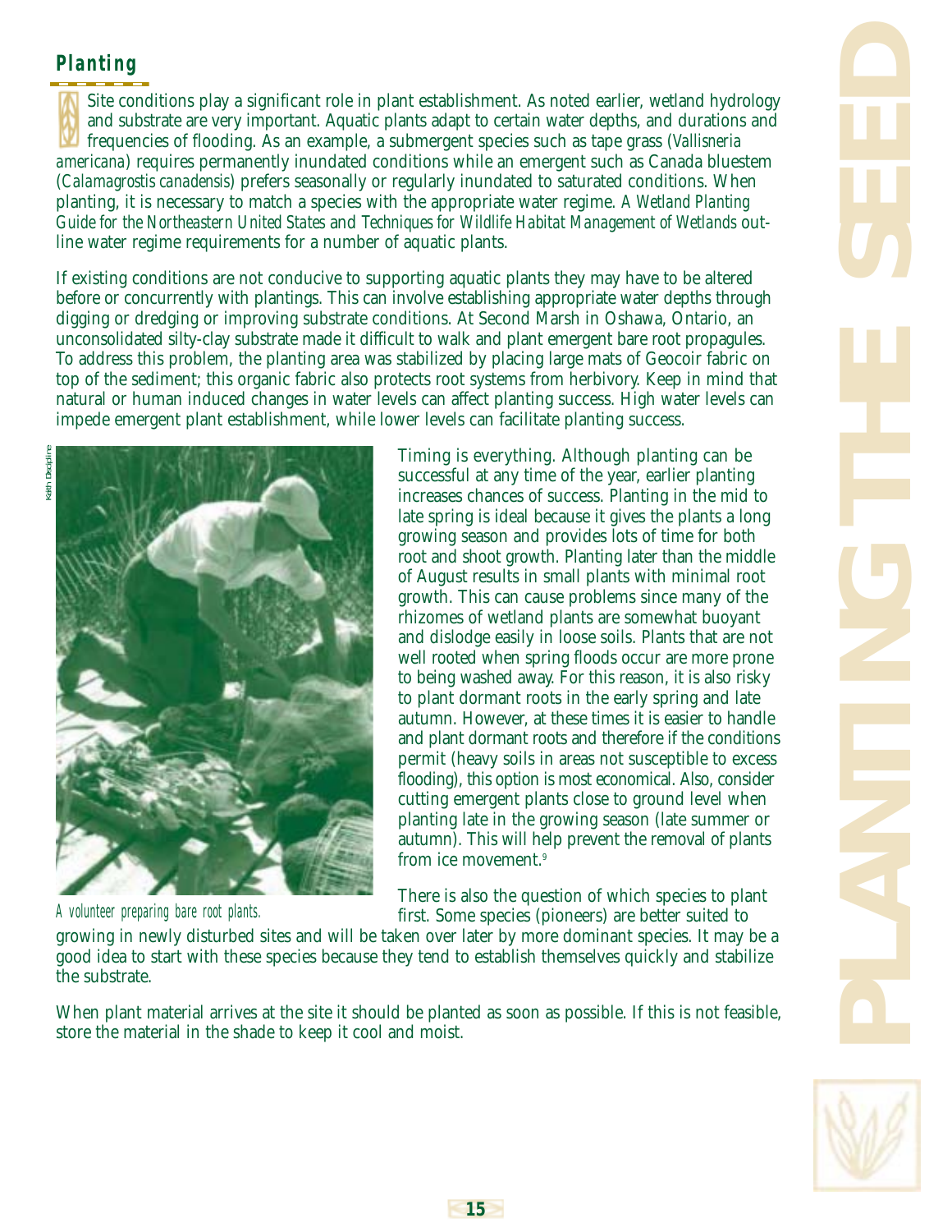## Planting

Site conditions play a significant role in plant establishment. As noted earlier, wetland hydrology and substrate are very important. Aquatic plants adapt to certain water depths, and durations and frequencies of flooding. As an example, a submergent species such as tape grass (*Vallisneria americana*) requires permanently inundated conditions while an emergent such as Canada bluestem (*Calamagrostis canadensis*) prefers seasonally or regularly inundated to saturated conditions. When planting, it is necessary to match a species with the appropriate water regime. *A Wetland Planting Guide for the Northeastern United States* and *Techniques for Wildlife Habitat Management of Wetlands* outline water regime requirements for a number of aquatic plants.

If existing conditions are not conducive to supporting aquatic plants they may have to be altered before or concurrently with plantings. This can involve establishing appropriate water depths through digging or dredging or improving substrate conditions. At Second Marsh in Oshawa, Ontario, an unconsolidated silty-clay substrate made it difficult to walk and plant emergent bare root propagules. To address this problem, the planting area was stabilized by placing large mats of Geocoir fabric on top of the sediment; this organic fabric also protects root systems from herbivory. Keep in mind that natural or human induced changes in water levels can affect planting success. High water levels can impede emergent plant establishment, while lower levels can facilitate planting success.

Keith Disciplire

A volunteer preparing bare root plants.

Timing is everything. Although planting can be successful at any time of the year, earlier planting increases chances of success. Planting in the mid to late spring is ideal because it gives the plants a long growing season and provides lots of time for both root and shoot growth. Planting later than the middle of August results in small plants with minimal root growth. This can cause problems since many of the rhizomes of wetland plants are somewhat buoyant and dislodge easily in loose soils. Plants that are not well rooted when spring floods occur are more prone to being washed away. For this reason, it is also risky to plant dormant roots in the early spring and late autumn. However, at these times it is easier to handle and plant dormant roots and therefore if the conditions permit (heavy soils in areas not susceptible to excess flooding), this option is most economical. Also, consider cutting emergent plants close to ground level when planting late in the growing season (late summer or autumn). This will help prevent the removal of plants from ice movement.[9]

There is also the question of which species to plant first. Some species (pioneers) are better suited to growing in newly disturbed sites and will be taken over later by more dominant species. It may be a good idea to start with these species because they tend to establish themselves quickly and stabilize the substrate.

When plant material arrives at the site it should be planted as soon as possible. If this is not feasible, store the material in the shade to keep it cool and moist.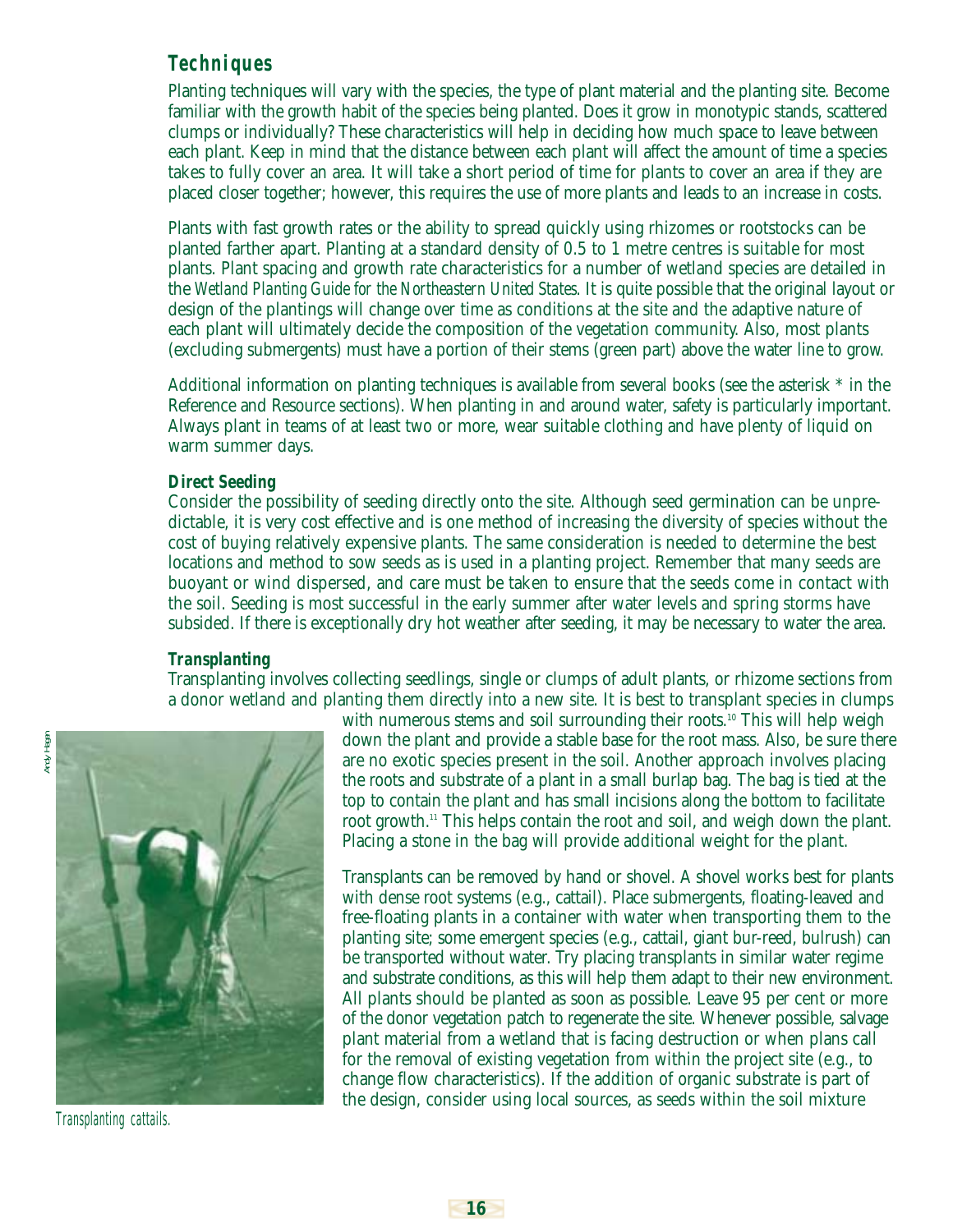## Techniques

Planting techniques will vary with the species, the type of plant material and the planting site. Become familiar with the growth habit of the species being planted. Does it grow in monotypic stands, scattered clumps or individually? These characteristics will help in deciding how much space to leave between each plant. Keep in mind that the distance between each plant will affect the amount of time a species takes to fully cover an area. It will take a short period of time for plants to cover an area if they are placed closer together; however, this requires the use of more plants and leads to an increase in costs.

Plants with fast growth rates or the ability to spread quickly using rhizomes or rootstocks can be planted farther apart. Planting at a standard density of 0.5 to 1 metre centres is suitable for most plants. Plant spacing and growth rate characteristics for a number of wetland species are detailed in the *Wetland Planting Guide for the Northeastern United States*. It is quite possible that the original layout or design of the plantings will change over time as conditions at the site and the adaptive nature of each plant will ultimately decide the composition of the vegetation community. Also, most plants (excluding submergents) must have a portion of their stems (green part) above the water line to grow.

Additional information on planting techniques is available from several books (see the asterisk * in the Reference and Resource sections). When planting in and around water, safety is particularly important. Always plant in teams of at least two or more, wear suitable clothing and have plenty of liquid on warm summer days.

### Direct Seeding

Consider the possibility of seeding directly onto the site. Although seed germination can be unpredictable, it is very cost effective and is one method of increasing the diversity of species without the cost of buying relatively expensive plants. The same consideration is needed to determine the best locations and method to sow seeds as is used in a planting project. Remember that many seeds are buoyant or wind dispersed, and care must be taken to ensure that the seeds come in contact with the soil. Seeding is most successful in the early summer after water levels and spring storms have subsided. If there is exceptionally dry hot weather after seeding, it may be necessary to water the area.

### Transplanting

Transplanting involves collecting seedlings, single or clumps of adult plants, or rhizome sections from a donor wetland and planting them directly into a new site. It is best to transplant species in clumps with numerous stems and soil surrounding their roots.[10] This will help weigh down the plant and provide a stable base for the root mass. Also, be sure there are no exotic species present in the soil. Another approach involves placing the roots and substrate of a plant in a small burlap bag. The bag is tied at the top to contain the plant and has small incisions along the bottom to facilitate root growth.[11] This helps contain the root and soil, and weigh down the plant. Placing a stone in the bag will provide additional weight for the plant.

Transplants can be removed by hand or shovel. A shovel works best for plants with dense root systems (e.g., cattail). Place submergents, floating-leaved and free-floating plants in a container with water when transporting them to the planting site; some emergent species (e.g., cattail, giant bur-reed, bulrush) can be transported without water. Try placing transplants in similar water regime and substrate conditions, as this will help them adapt to their new environment. All plants should be planted as soon as possible. Leave 95 per cent or more of the donor vegetation patch to regenerate the site. Whenever possible, salvage plant material from a wetland that is facing destruction or when plans call for the removal of existing vegetation from within the project site (e.g., to change flow characteristics). If the addition of organic substrate is part of the design, consider using local sources, as seeds within the soil mixture

Andy Hagen

*Transplanting cattails.*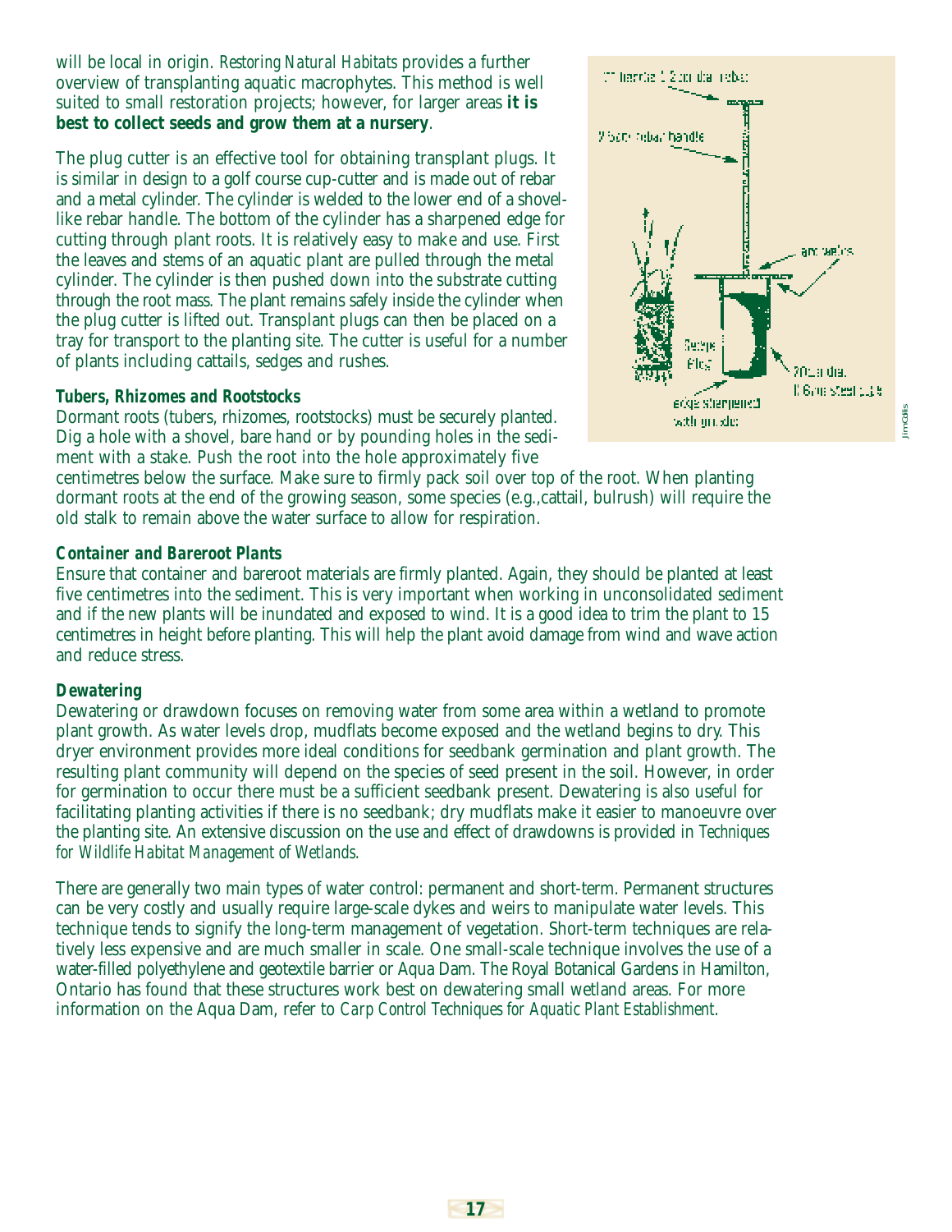will be local in origin. *Restoring Natural Habitats* provides a further overview of transplanting aquatic macrophytes. This method is well suited to small restoration projects; however, for larger areas **it is best to collect seeds and grow them at a nursery**.

The plug cutter is an effective tool for obtaining transplant plugs. It is similar in design to a golf course cup-cutter and is made out of rebar and a metal cylinder. The cylinder is welded to the lower end of a shovel-like rebar handle. The bottom of the cylinder has a sharpened edge for cutting through plant roots. It is relatively easy to make and use. First the leaves and stems of an aquatic plant are pulled through the metal cylinder. The cylinder is then pushed down into the substrate cutting through the root mass. The plant remains safely inside the cylinder when the plug cutter is lifted out. Transplant plugs can then be placed on a tray for transport to the planting site. The cutter is useful for a number of plants including cattails, sedges and rushes.

### *Tubers, Rhizomes and Rootstocks*

Dormant roots (tubers, rhizomes, rootstocks) must be securely planted. Dig a hole with a shovel, bare hand or by pounding holes in the sediment with a stake. Push the root into the hole approximately five centimetres below the surface. Make sure to firmly pack soil over top of the root. When planting dormant roots at the end of the growing season, some species (e.g.,cattail, bulrush) will require the old stalk to remain above the water surface to allow for respiration.

### *Container and Bareroot Plants*

Ensure that container and bareroot materials are firmly planted. Again, they should be planted at least five centimetres into the sediment. This is very important when working in unconsolidated sediment and if the new plants will be inundated and exposed to wind. It is a good idea to trim the plant to 15 centimetres in height before planting. This will help the plant avoid damage from wind and wave action and reduce stress.

### *Dewatering*

Dewatering or drawdown focuses on removing water from some area within a wetland to promote plant growth. As water levels drop, mudflats become exposed and the wetland begins to dry. This dryer environment provides more ideal conditions for seedbank germination and plant growth. The resulting plant community will depend on the species of seed present in the soil. However, in order for germination to occur there must be a sufficient seedbank present. Dewatering is also useful for facilitating planting activities if there is no seedbank; dry mudflats make it easier to manoeuvre over the planting site. An extensive discussion on the use and effect of drawdowns is provided in *Techniques for Wildlife Habitat Management of Wetlands*.

There are generally two main types of water control: permanent and short-term. Permanent structures can be very costly and usually require large-scale dykes and weirs to manipulate water levels. This technique tends to signify the long-term management of vegetation. Short-term techniques are relatively less expensive and are much smaller in scale. One small-scale technique involves the use of a water-filled polyethylene and geotextile barrier or Aqua Dam. The Royal Botanical Gardens in Hamilton, Ontario has found that these structures work best on dewatering small wetland areas. For more information on the Aqua Dam, refer to *Carp Control Techniques for Aquatic Plant Establishment*.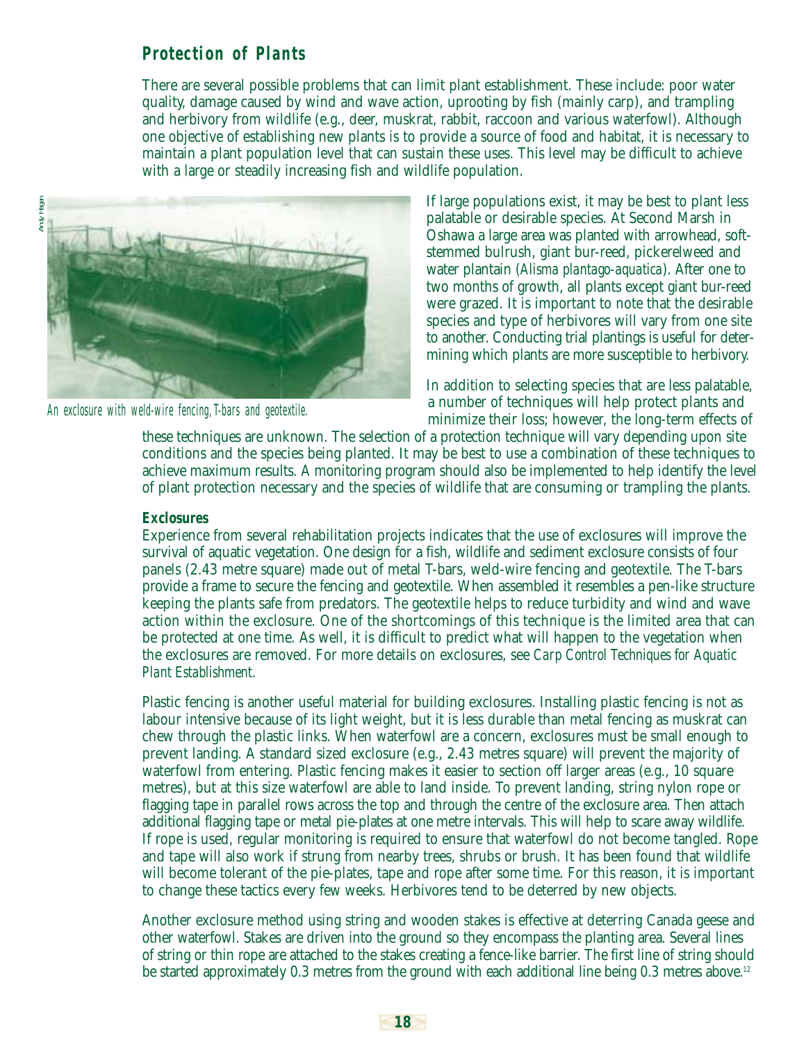## Protection of Plants

There are several possible problems that can limit plant establishment. These include: poor water quality, damage caused by wind and wave action, uprooting by fish (mainly carp), and trampling and herbivory from wildlife (e.g., deer, muskrat, rabbit, raccoon and various waterfowl). Although one objective of establishing new plants is to provide a source of food and habitat, it is necessary to maintain a plant population level that can sustain these uses. This level may be difficult to achieve with a large or steadily increasing fish and wildlife population.

*An exclosure with weld-wire fencing, T-bars and geotextile.*

If large populations exist, it may be best to plant less palatable or desirable species. At Second Marsh in Oshawa a large area was planted with arrowhead, soft-stemmed bulrush, giant bur-reed, pickerelweed and water plantain (*Alisma plantago-aquatica*). After one to two months of growth, all plants except giant bur-reed were grazed. It is important to note that the desirable species and type of herbivores will vary from one site to another. Conducting trial plantings is useful for determining which plants are more susceptible to herbivory.

In addition to selecting species that are less palatable, a number of techniques will help protect plants and minimize their loss; however, the long-term effects of these techniques are unknown. The selection of a protection technique will vary depending upon site conditions and the species being planted. It may be best to use a combination of these techniques to achieve maximum results. A monitoring program should also be implemented to help identify the level of plant protection necessary and the species of wildlife that are consuming or trampling the plants.

### Exclosures

Experience from several rehabilitation projects indicates that the use of exclosures will improve the survival of aquatic vegetation. One design for a fish, wildlife and sediment exclosure consists of four panels (2.43 metre square) made out of metal T-bars, weld-wire fencing and geotextile. The T-bars provide a frame to secure the fencing and geotextile. When assembled it resembles a pen-like structure keeping the plants safe from predators. The geotextile helps to reduce turbidity and wind and wave action within the exclosure. One of the shortcomings of this technique is the limited area that can be protected at one time. As well, it is difficult to predict what will happen to the vegetation when the exclosures are removed. For more details on exclosures, see *Carp Control Techniques for Aquatic Plant Establishment*.

Plastic fencing is another useful material for building exclosures. Installing plastic fencing is not as labour intensive because of its light weight, but it is less durable than metal fencing as muskrat can chew through the plastic links. When waterfowl are a concern, exclosures must be small enough to prevent landing. A standard sized exclosure (e.g., 2.43 metres square) will prevent the majority of waterfowl from entering. Plastic fencing makes it easier to section off larger areas (e.g., 10 square metres), but at this size waterfowl are able to land inside. To prevent landing, string nylon rope or flagging tape in parallel rows across the top and through the centre of the exclosure area. Then attach additional flagging tape or metal pie-plates at one metre intervals. This will help to scare away wildlife. If rope is used, regular monitoring is required to ensure that waterfowl do not become tangled. Rope and tape will also work if strung from nearby trees, shrubs or brush. It has been found that wildlife will become tolerant of the pie-plates, tape and rope after some time. For this reason, it is important to change these tactics every few weeks. Herbivores tend to be deterred by new objects.

Another exclosure method using string and wooden stakes is effective at deterring Canada geese and other waterfowl. Stakes are driven into the ground so they encompass the planting area. Several lines of string or thin rope are attached to the stakes creating a fence-like barrier. The first line of string should be started approximately 0.3 metres from the ground with each additional line being 0.3 metres above.[12]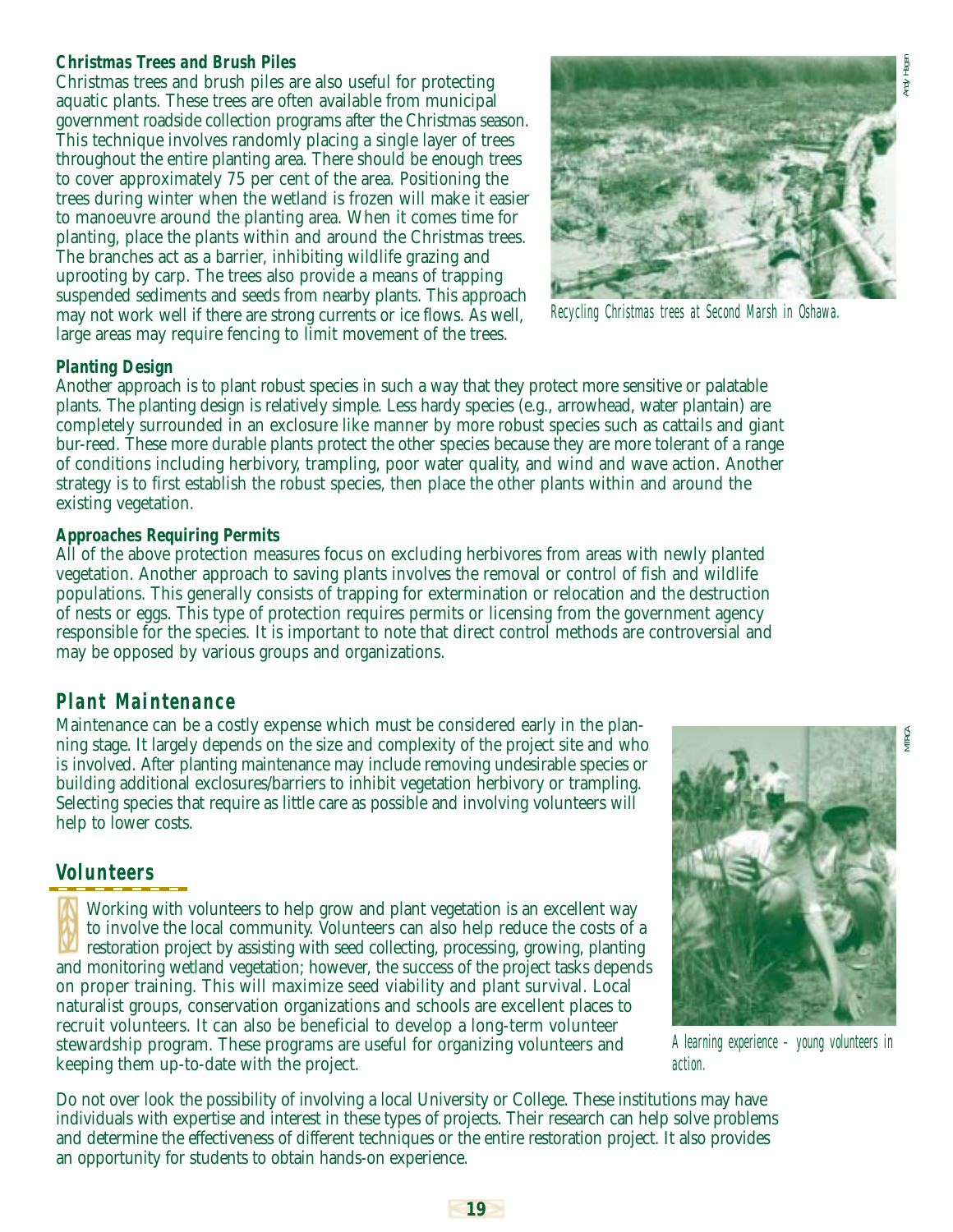### Christmas Trees and Brush Piles

Christmas trees and brush piles are also useful for protecting aquatic plants. These trees are often available from municipal government roadside collection programs after the Christmas season. This technique involves randomly placing a single layer of trees throughout the entire planting area. There should be enough trees to cover approximately 75 per cent of the area. Positioning the trees during winter when the wetland is frozen will make it easier to manoeuvre around the planting area. When it comes time for planting, place the plants within and around the Christmas trees. The branches act as a barrier, inhibiting wildlife grazing and uprooting by carp. The trees also provide a means of trapping suspended sediments and seeds from nearby plants. This approach may not work well if there are strong currents or ice flows. As well, large areas may require fencing to limit movement of the trees.

*Recycling Christmas trees at Second Marsh in Oshawa.*

### Planting Design

Another approach is to plant robust species in such a way that they protect more sensitive or palatable plants. The planting design is relatively simple. Less hardy species (e.g., arrowhead, water plantain) are completely surrounded in an exclosure like manner by more robust species such as cattails and giant bur-reed. These more durable plants protect the other species because they are more tolerant of a range of conditions including herbivory, trampling, poor water quality, and wind and wave action. Another strategy is to first establish the robust species, then place the other plants within and around the existing vegetation.

### Approaches Requiring Permits

All of the above protection measures focus on excluding herbivores from areas with newly planted vegetation. Another approach to saving plants involves the removal or control of fish and wildlife populations. This generally consists of trapping for extermination or relocation and the destruction of nests or eggs. This type of protection requires permits or licensing from the government agency responsible for the species. It is important to note that direct control methods are controversial and may be opposed by various groups and organizations.

## Plant Maintenance

Maintenance can be a costly expense which must be considered early in the planning stage. It largely depends on the size and complexity of the project site and who is involved. After planting maintenance may include removing undesirable species or building additional exclosures/barriers to inhibit vegetation herbivory or trampling. Selecting species that require as little care as possible and involving volunteers will help to lower costs.

## Volunteers

Working with volunteers to help grow and plant vegetation is an excellent way to involve the local community. Volunteers can also help reduce the costs of a restoration project by assisting with seed collecting, processing, growing, planting and monitoring wetland vegetation; however, the success of the project tasks depends on proper training. This will maximize seed viability and plant survival. Local naturalist groups, conservation organizations and schools are excellent places to recruit volunteers. It can also be beneficial to develop a long-term volunteer stewardship program. These programs are useful for organizing volunteers and keeping them up-to-date with the project.

*A learning experience – young volunteers in action.*

Do not over look the possibility of involving a local University or College. These institutions may have individuals with expertise and interest in these types of projects. Their research can help solve problems and determine the effectiveness of different techniques or the entire restoration project. It also provides an opportunity for students to obtain hands-on experience.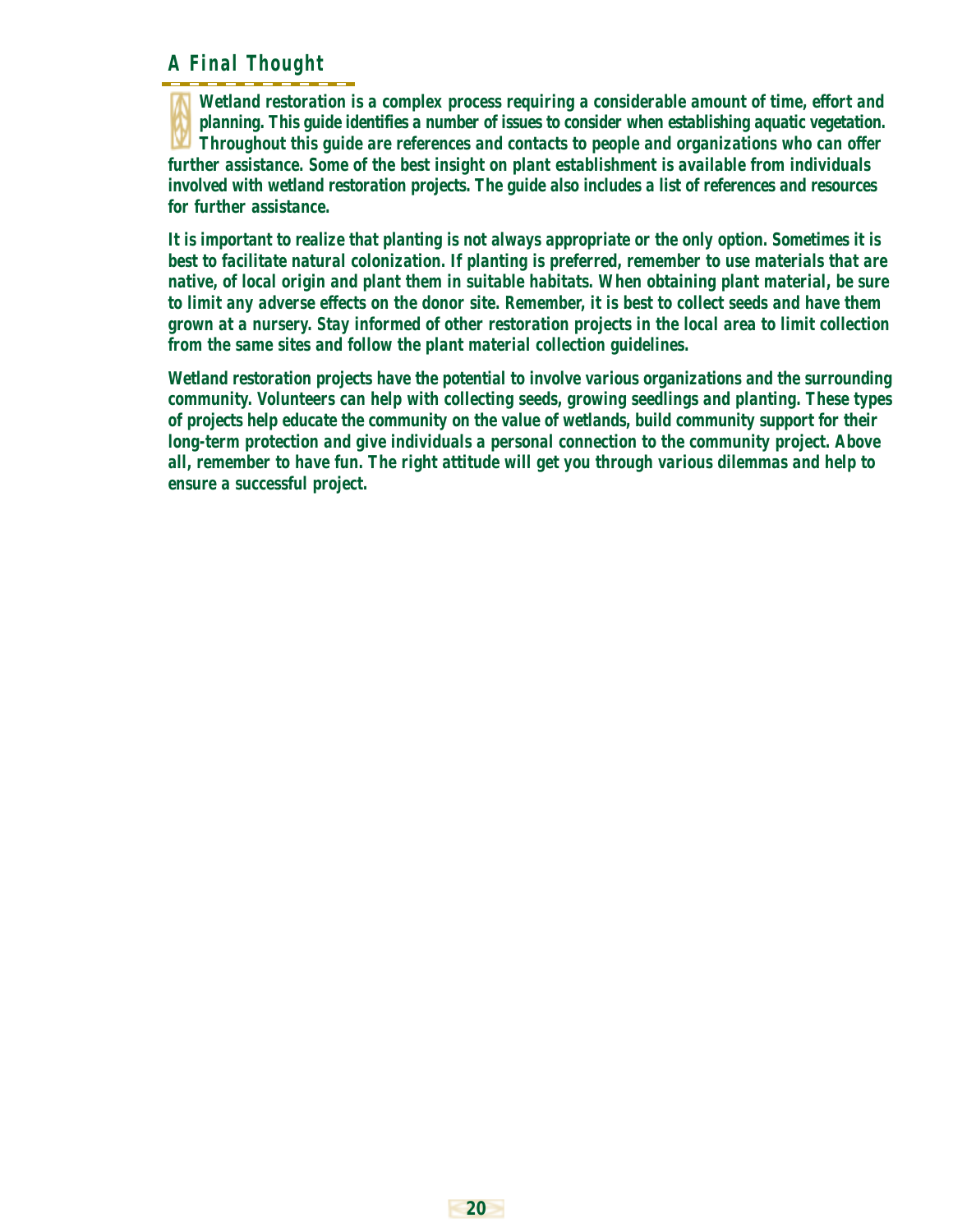## A Final Thought

Wetland restoration is a complex process requiring a considerable amount of time, effort and planning. This guide identifies a number of issues to consider when establishing aquatic vegetation. Throughout this guide are references and contacts to people and organizations who can offer further assistance. Some of the best insight on plant establishment is available from individuals involved with wetland restoration projects. The guide also includes a list of references and resources for further assistance.

It is important to realize that planting is not always appropriate or the only option. Sometimes it is best to facilitate natural colonization. If planting is preferred, remember to use materials that are native, of local origin and plant them in suitable habitats. When obtaining plant material, be sure to limit any adverse effects on the donor site. Remember, it is best to collect seeds and have them grown at a nursery. Stay informed of other restoration projects in the local area to limit collection from the same sites and follow the plant material collection guidelines.

Wetland restoration projects have the potential to involve various organizations and the surrounding community. Volunteers can help with collecting seeds, growing seedlings and planting. These types of projects help educate the community on the value of wetlands, build community support for their long-term protection and give individuals a personal connection to the community project. Above all, remember to have fun. The right attitude will get you through various dilemmas and help to ensure a successful project.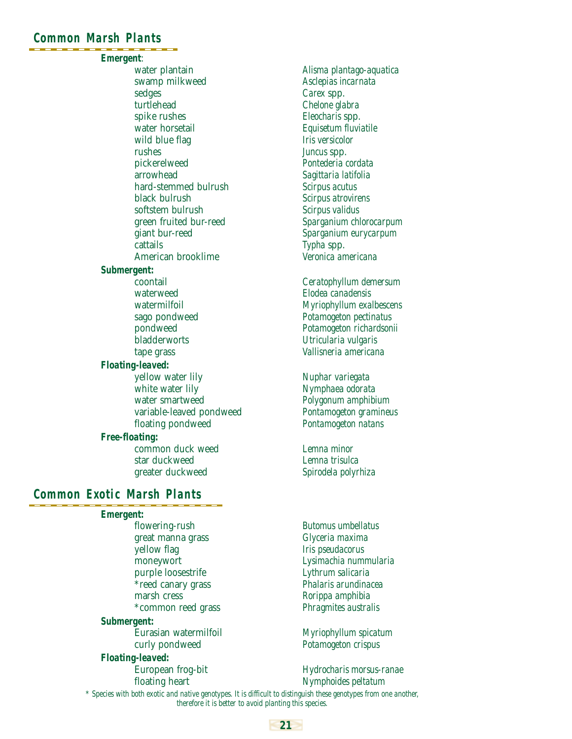## Common Marsh Plants

| | |
|---|---|
| ***Emergent*:** | |
| water plantain | *Alisma plantago-aquatica* |
| swamp milkweed | *Asclepias incarnata* |
| sedges | *Carex spp.* |
| turtlehead | *Chelone glabra* |
| spike rushes | *Eleocharis spp.* |
| water horsetail | *Equisetum fluviatile* |
| wild blue flag | *Iris versicolor* |
| rushes | *Juncus spp.* |
| pickerelweed | *Pontederia cordata* |
| arrowhead | *Sagittaria latifolia* |
| hard-stemmed bulrush | *Scirpus acutus* |
| black bulrush | *Scirpus atrovirens* |
| softstem bulrush | *Scirpus validus* |
| green fruited bur-reed | *Sparganium chlorocarpum* |
| giant bur-reed | *Sparganium eurycarpum* |
| cattails | *Typha spp.* |
| American brooklime | *Veronica americana* |
| ***Submergent:*** | |
| coontail | *Ceratophyllum demersum* |
| waterweed | *Elodea canadensis* |
| watermilfoil | *Myriophyllum exalbescens* |
| sago pondweed | *Potamogeton pectinatus* |
| pondweed | *Potamogeton richardsonii* |
| bladderworts | *Utricularia vulgaris* |
| tape grass | *Vallisneria americana* |
| ***Floating-leaved:*** | |
| yellow water lily | *Nuphar variegata* |
| white water lily | *Nymphaea odorata* |
| water smartweed | *Polygonum amphibium* |
| variable-leaved pondweed | *Pontamogeton gramineus* |
| floating pondweed | *Pontamogeton natans* |
| ***Free-floating:*** | |
| common duck weed | *Lemna minor* |
| star duckweed | *Lemna trisulca* |
| greater duckweed | *Spirodela polyrhiza* |

## Common Exotic Marsh Plants

| | |
|---|---|
| ***Emergent:*** | |
| flowering-rush | *Butomus umbellatus* |
| great manna grass | *Glyceria maxima* |
| yellow flag | *Iris pseudacorus* |
| moneywort | *Lysimachia nummularia* |
| purple loosestrife | *Lythrum salicaria* |
| *reed canary grass | *Phalaris arundinacea* |
| marsh cress | *Rorippa amphibia* |
| *common reed grass | *Phragmites australis* |
| ***Submergent:*** | |
| Eurasian watermilfoil | *Myriophyllum spicatum* |
| curly pondweed | *Potamogeton crispus* |
| ***Floating-leaved:*** | |
| European frog-bit | *Hydrocharis morsus-ranae* |
| floating heart | *Nymphoides peltatum* |

*\* Species with both exotic and native genotypes. It is difficult to distinguish these genotypes from one another, therefore it is better to avoid planting this species.*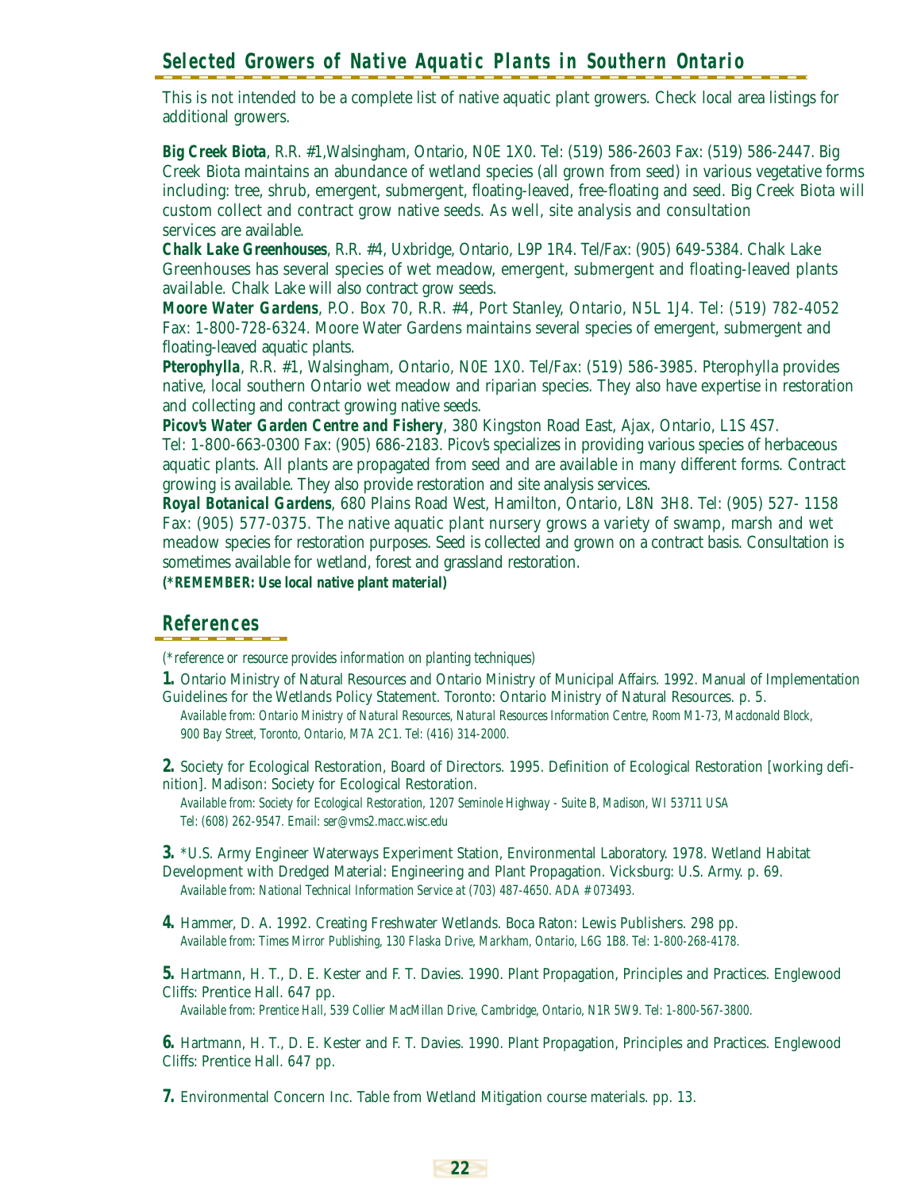## Selected Growers of Native Aquatic Plants in Southern Ontario

This is not intended to be a complete list of native aquatic plant growers. Check local area listings for additional growers.

**Big Creek Biota**, R.R. #1,Walsingham, Ontario, N0E 1X0. Tel: (519) 586-2603 Fax: (519) 586-2447. Big Creek Biota maintains an abundance of wetland species (all grown from seed) in various vegetative forms including: tree, shrub, emergent, submergent, floating-leaved, free-floating and seed. Big Creek Biota will custom collect and contract grow native seeds. As well, site analysis and consultation services are available.

**Chalk Lake Greenhouses**, R.R. #4, Uxbridge, Ontario, L9P 1R4. Tel/Fax: (905) 649-5384. Chalk Lake Greenhouses has several species of wet meadow, emergent, submergent and floating-leaved plants available. Chalk Lake will also contract grow seeds.

**Moore Water Gardens**, P.O. Box 70, R.R. #4, Port Stanley, Ontario, N5L 1J4. Tel: (519) 782-4052 Fax: 1-800-728-6324. Moore Water Gardens maintains several species of emergent, submergent and floating-leaved aquatic plants.

**Pterophylla**, R.R. #1, Walsingham, Ontario, N0E 1X0. Tel/Fax: (519) 586-3985. Pterophylla provides native, local southern Ontario wet meadow and riparian species. They also have expertise in restoration and collecting and contract growing native seeds.

**Picov's Water Garden Centre and Fishery**, 380 Kingston Road East, Ajax, Ontario, L1S 4S7. Tel: 1-800-663-0300 Fax: (905) 686-2183. Picov's specializes in providing various species of herbaceous aquatic plants. All plants are propagated from seed and are available in many different forms. Contract growing is available. They also provide restoration and site analysis services.

**Royal Botanical Gardens**, 680 Plains Road West, Hamilton, Ontario, L8N 3H8. Tel: (905) 527- 1158 Fax: (905) 577-0375. The native aquatic plant nursery grows a variety of swamp, marsh and wet meadow species for restoration purposes. Seed is collected and grown on a contract basis. Consultation is sometimes available for wetland, forest and grassland restoration.

**(*REMEMBER: Use local native plant material)**

## References

*(*reference or resource provides information on planting techniques)*

**1.** Ontario Ministry of Natural Resources and Ontario Ministry of Municipal Affairs. 1992. Manual of Implementation Guidelines for the Wetlands Policy Statement. Toronto: Ontario Ministry of Natural Resources. p. 5.
*Available from: Ontario Ministry of Natural Resources, Natural Resources Information Centre, Room M1-73, Macdonald Block, 900 Bay Street, Toronto, Ontario, M7A 2C1. Tel: (416) 314-2000.*

**2.** Society for Ecological Restoration, Board of Directors. 1995. Definition of Ecological Restoration [working definition]. Madison: Society for Ecological Restoration.
*Available from: Society for Ecological Restoration, 1207 Seminole Highway - Suite B, Madison, WI 53711 USA Tel: (608) 262-9547. Email: ser@vms2.macc.wisc.edu*

**3.** *U.S. Army Engineer Waterways Experiment Station, Environmental Laboratory. 1978. Wetland Habitat Development with Dredged Material: Engineering and Plant Propagation. Vicksburg: U.S. Army. p. 69.
*Available from: National Technical Information Service at (703) 487-4650. ADA # 073493.*

**4.** Hammer, D. A. 1992. Creating Freshwater Wetlands. Boca Raton: Lewis Publishers. 298 pp.
*Available from: Times Mirror Publishing, 130 Flaska Drive, Markham, Ontario, L6G 1B8. Tel: 1-800-268-4178.*

**5.** Hartmann, H. T., D. E. Kester and F. T. Davies. 1990. Plant Propagation, Principles and Practices. Englewood Cliffs: Prentice Hall. 647 pp.
*Available from: Prentice Hall, 539 Collier MacMillan Drive, Cambridge, Ontario, N1R 5W9. Tel: 1-800-567-3800.*

**6.** Hartmann, H. T., D. E. Kester and F. T. Davies. 1990. Plant Propagation, Principles and Practices. Englewood Cliffs: Prentice Hall. 647 pp.

**7.** Environmental Concern Inc. Table from Wetland Mitigation course materials. pp. 13.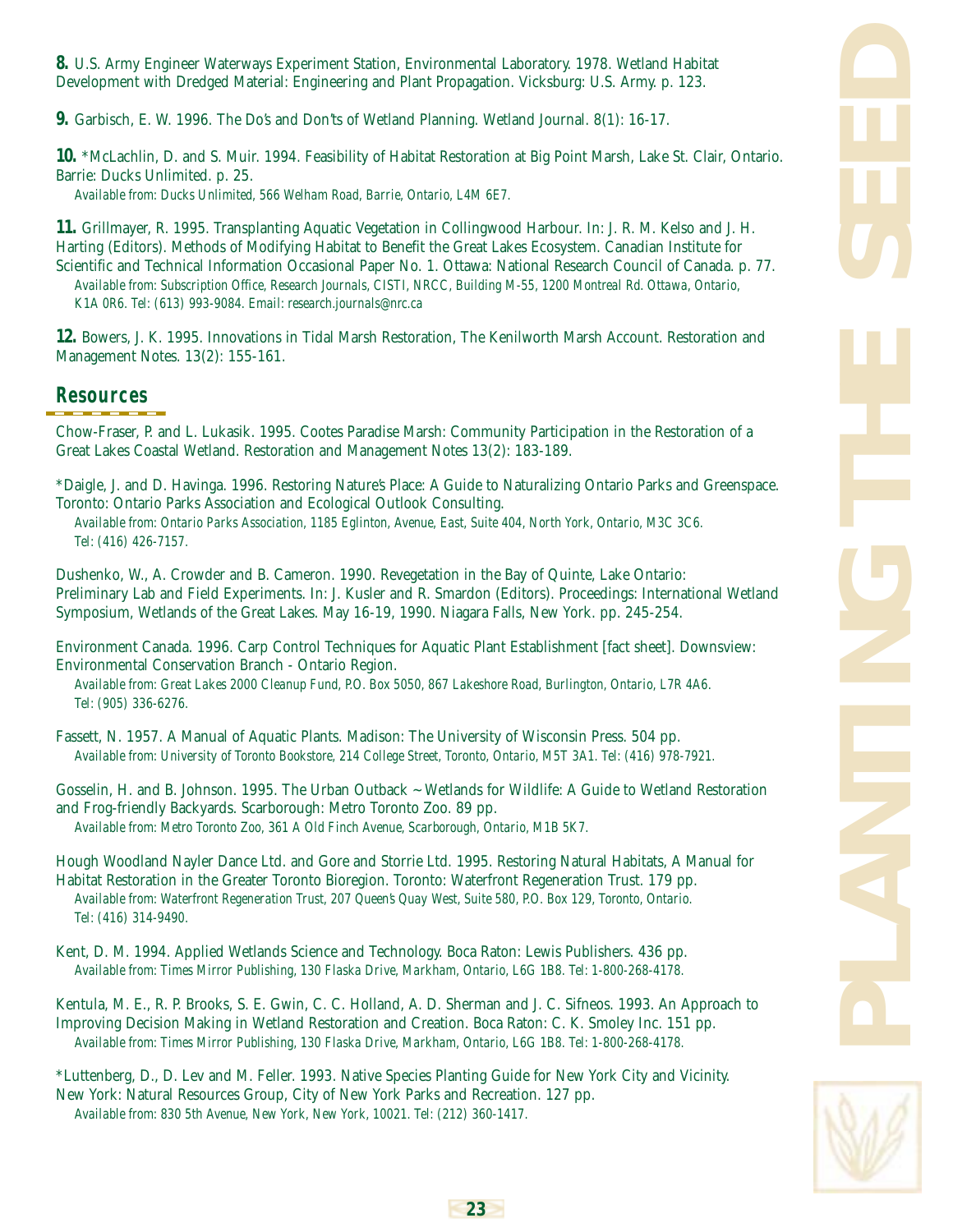**8.** U.S. Army Engineer Waterways Experiment Station, Environmental Laboratory. 1978. Wetland Habitat Development with Dredged Material: Engineering and Plant Propagation. Vicksburg: U.S. Army. p. 123.

**9.** Garbisch, E. W. 1996. The Do's and Don'ts of Wetland Planning. Wetland Journal. 8(1): 16-17.

**10.** *McLachlin, D. and S. Muir. 1994. Feasibility of Habitat Restoration at Big Point Marsh, Lake St. Clair, Ontario. Barrie: Ducks Unlimited. p. 25.
*Available from: Ducks Unlimited, 566 Welham Road, Barrie, Ontario, L4M 6E7.*

**11.** Grillmayer, R. 1995. Transplanting Aquatic Vegetation in Collingwood Harbour. In: J. R. M. Kelso and J. H. Harting (Editors). Methods of Modifying Habitat to Benefit the Great Lakes Ecosystem. Canadian Institute for Scientific and Technical Information Occasional Paper No. 1. Ottawa: National Research Council of Canada. p. 77.
*Available from: Subscription Office, Research Journals, CISTI, NRCC, Building M-55, 1200 Montreal Rd. Ottawa, Ontario, K1A 0R6. Tel: (613) 993-9084. Email: research.journals@nrc.ca*

**12.** Bowers, J. K. 1995. Innovations in Tidal Marsh Restoration, The Kenilworth Marsh Account. Restoration and Management Notes. 13(2): 155-161.

## Resources

Chow-Fraser, P. and L. Lukasik. 1995. Cootes Paradise Marsh: Community Participation in the Restoration of a Great Lakes Coastal Wetland. Restoration and Management Notes 13(2): 183-189.

*Daigle, J. and D. Havinga. 1996. Restoring Nature's Place: A Guide to Naturalizing Ontario Parks and Greenspace. Toronto: Ontario Parks Association and Ecological Outlook Consulting.
*Available from: Ontario Parks Association, 1185 Eglinton, Avenue, East, Suite 404, North York, Ontario, M3C 3C6. Tel: (416) 426-7157.*

Dushenko, W., A. Crowder and B. Cameron. 1990. Revegetation in the Bay of Quinte, Lake Ontario: Preliminary Lab and Field Experiments. In: J. Kusler and R. Smardon (Editors). Proceedings: International Wetland Symposium, Wetlands of the Great Lakes. May 16-19, 1990. Niagara Falls, New York. pp. 245-254.

Environment Canada. 1996. Carp Control Techniques for Aquatic Plant Establishment [fact sheet]. Downsview: Environmental Conservation Branch - Ontario Region.
*Available from: Great Lakes 2000 Cleanup Fund, P.O. Box 5050, 867 Lakeshore Road, Burlington, Ontario, L7R 4A6. Tel: (905) 336-6276.*

Fassett, N. 1957. A Manual of Aquatic Plants. Madison: The University of Wisconsin Press. 504 pp.
*Available from: University of Toronto Bookstore, 214 College Street, Toronto, Ontario, M5T 3A1. Tel: (416) 978-7921.*

Gosselin, H. and B. Johnson. 1995. The Urban Outback ~ Wetlands for Wildlife: A Guide to Wetland Restoration and Frog-friendly Backyards. Scarborough: Metro Toronto Zoo. 89 pp.
*Available from: Metro Toronto Zoo, 361 A Old Finch Avenue, Scarborough, Ontario, M1B 5K7.*

Hough Woodland Nayler Dance Ltd. and Gore and Storrie Ltd. 1995. Restoring Natural Habitats, A Manual for Habitat Restoration in the Greater Toronto Bioregion. Toronto: Waterfront Regeneration Trust. 179 pp.
*Available from: Waterfront Regeneration Trust, 207 Queen's Quay West, Suite 580, P.O. Box 129, Toronto, Ontario. Tel: (416) 314-9490.*

Kent, D. M. 1994. Applied Wetlands Science and Technology. Boca Raton: Lewis Publishers. 436 pp.
*Available from: Times Mirror Publishing, 130 Flaska Drive, Markham, Ontario, L6G 1B8. Tel: 1-800-268-4178.*

Kentula, M. E., R. P. Brooks, S. E. Gwin, C. C. Holland, A. D. Sherman and J. C. Sifneos. 1993. An Approach to Improving Decision Making in Wetland Restoration and Creation. Boca Raton: C. K. Smoley Inc. 151 pp.
*Available from: Times Mirror Publishing, 130 Flaska Drive, Markham, Ontario, L6G 1B8. Tel: 1-800-268-4178.*

*Luttenberg, D., D. Lev and M. Feller. 1993. Native Species Planting Guide for New York City and Vicinity. New York: Natural Resources Group, City of New York Parks and Recreation. 127 pp.
*Available from: 830 5th Avenue, New York, New York, 10021. Tel: (212) 360-1417.*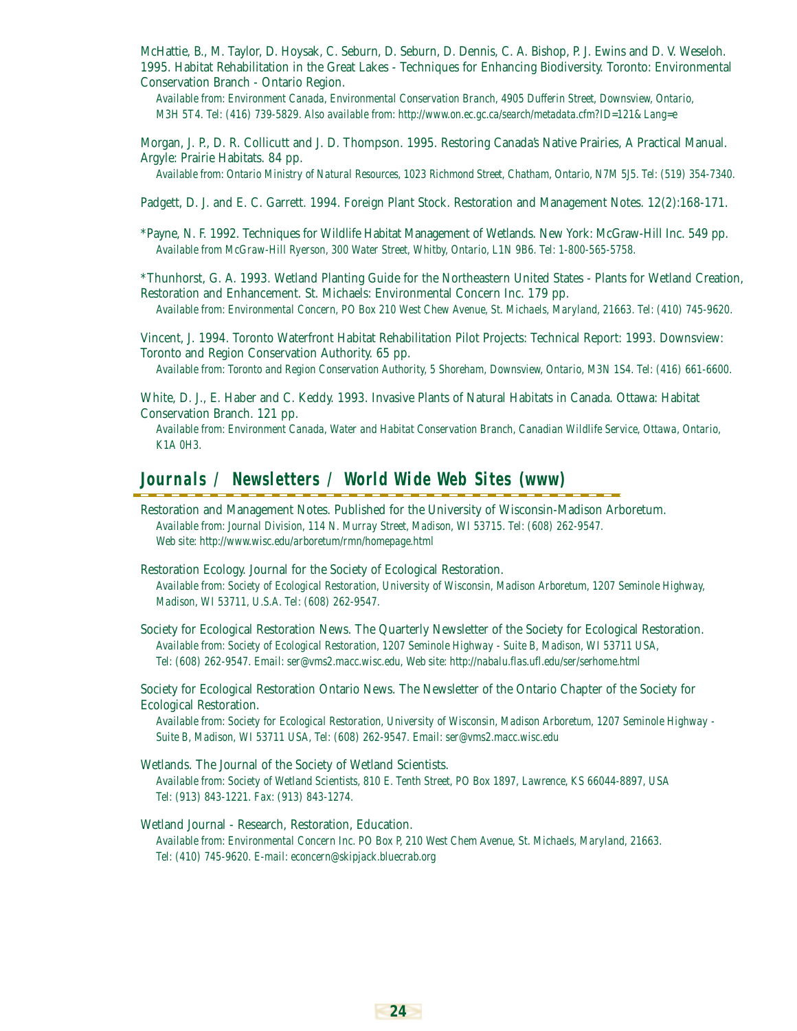McHattie, B., M. Taylor, D. Hoysak, C. Seburn, D. Seburn, D. Dennis, C. A. Bishop, P. J. Ewins and D. V. Weseloh. 1995. Habitat Rehabilitation in the Great Lakes - Techniques for Enhancing Biodiversity. Toronto: Environmental Conservation Branch - Ontario Region.

*Available from: Environment Canada, Environmental Conservation Branch, 4905 Dufferin Street, Downsview, Ontario, M3H 5T4. Tel: (416) 739-5829. Also available from: http://www.on.ec.gc.ca/search/metadata.cfm?ID=121&Lang=e*

Morgan, J. P., D. R. Collicutt and J. D. Thompson. 1995. Restoring Canada's Native Prairies, A Practical Manual. Argyle: Prairie Habitats. 84 pp.

*Available from: Ontario Ministry of Natural Resources, 1023 Richmond Street, Chatham, Ontario, N7M 5J5. Tel: (519) 354-7340.*

Padgett, D. J. and E. C. Garrett. 1994. Foreign Plant Stock. Restoration and Management Notes. 12(2):168-171.

*Payne, N. F. 1992. Techniques for Wildlife Habitat Management of Wetlands. New York: McGraw-Hill Inc. 549 pp.

*Available from McGraw-Hill Ryerson, 300 Water Street, Whitby, Ontario, L1N 9B6. Tel: 1-800-565-5758.*

*Thunhorst, G. A. 1993. Wetland Planting Guide for the Northeastern United States - Plants for Wetland Creation, Restoration and Enhancement. St. Michaels: Environmental Concern Inc. 179 pp.

*Available from: Environmental Concern, PO Box 210 West Chew Avenue, St. Michaels, Maryland, 21663. Tel: (410) 745-9620.*

Vincent, J. 1994. Toronto Waterfront Habitat Rehabilitation Pilot Projects: Technical Report: 1993. Downsview: Toronto and Region Conservation Authority. 65 pp.

*Available from: Toronto and Region Conservation Authority, 5 Shoreham, Downsview, Ontario, M3N 1S4. Tel: (416) 661-6600.*

White, D. J., E. Haber and C. Keddy. 1993. Invasive Plants of Natural Habitats in Canada. Ottawa: Habitat Conservation Branch. 121 pp.

*Available from: Environment Canada, Water and Habitat Conservation Branch, Canadian Wildlife Service, Ottawa, Ontario, K1A 0H3.*

## Journals / Newsletters / World Wide Web Sites (www)

Restoration and Management Notes. Published for the University of Wisconsin-Madison Arboretum.

*Available from: Journal Division, 114 N. Murray Street, Madison, WI 53715. Tel: (608) 262-9547.*
*Web site: http://www.wisc.edu/arboretum/rmn/homepage.html*

Restoration Ecology. Journal for the Society of Ecological Restoration.

*Available from: Society of Ecological Restoration, University of Wisconsin, Madison Arboretum, 1207 Seminole Highway, Madison, WI 53711, U.S.A. Tel: (608) 262-9547.*

Society for Ecological Restoration News. The Quarterly Newsletter of the Society for Ecological Restoration.

*Available from: Society of Ecological Restoration, 1207 Seminole Highway - Suite B, Madison, WI 53711 USA, Tel: (608) 262-9547. Email: ser@vms2.macc.wisc.edu, Web site: http://nabalu.flas.ufl.edu/ser/serhome.html*

Society for Ecological Restoration Ontario News. The Newsletter of the Ontario Chapter of the Society for Ecological Restoration.

*Available from: Society for Ecological Restoration, University of Wisconsin, Madison Arboretum, 1207 Seminole Highway - Suite B, Madison, WI 53711 USA, Tel: (608) 262-9547. Email: ser@vms2.macc.wisc.edu*

Wetlands. The Journal of the Society of Wetland Scientists.

*Available from: Society of Wetland Scientists, 810 E. Tenth Street, PO Box 1897, Lawrence, KS 66044-8897, USA Tel: (913) 843-1221. Fax: (913) 843-1274.*

Wetland Journal - Research, Restoration, Education.

*Available from: Environmental Concern Inc. PO Box P, 210 West Chem Avenue, St. Michaels, Maryland, 21663. Tel: (410) 745-9620. E-mail: econcern@skipjack.bluecrab.org*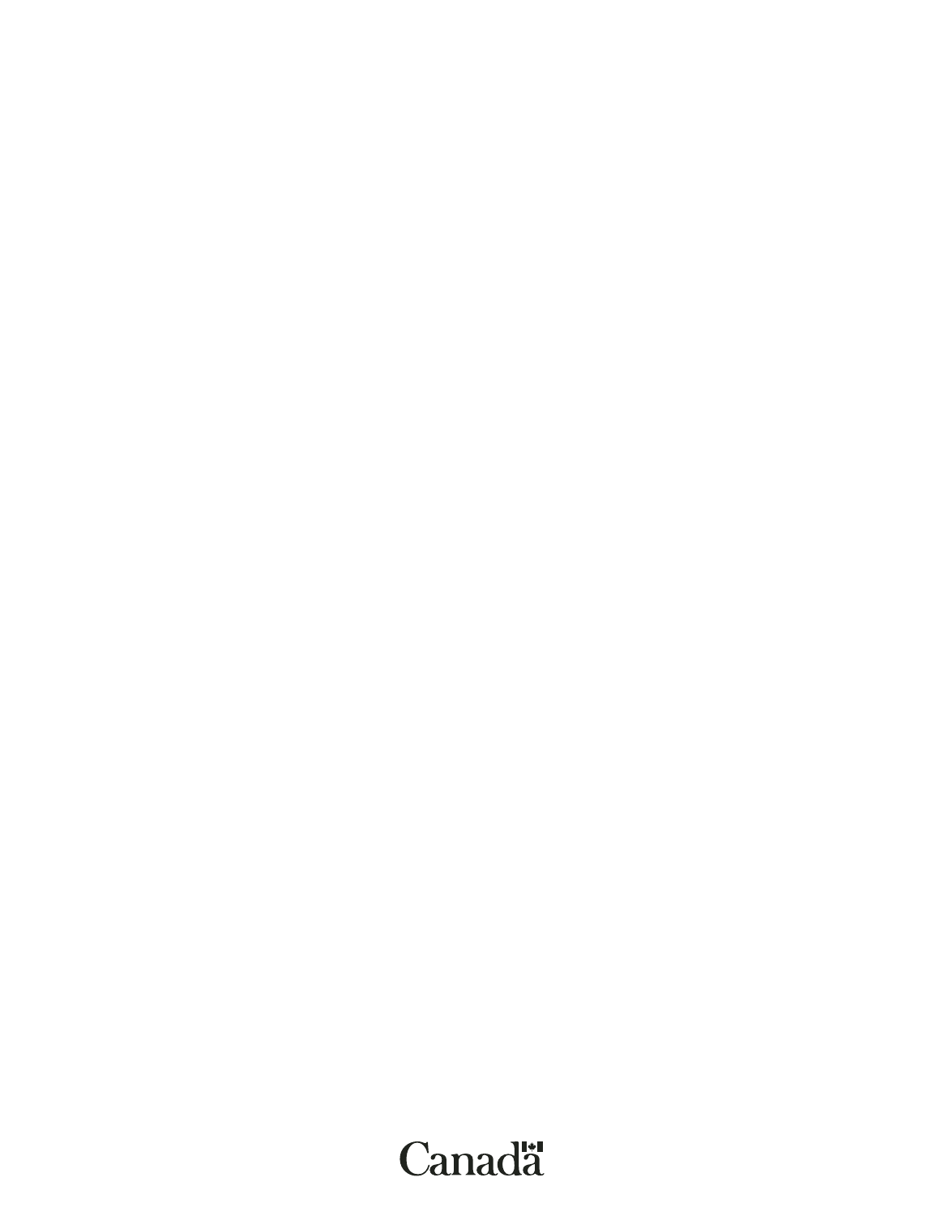Canadä